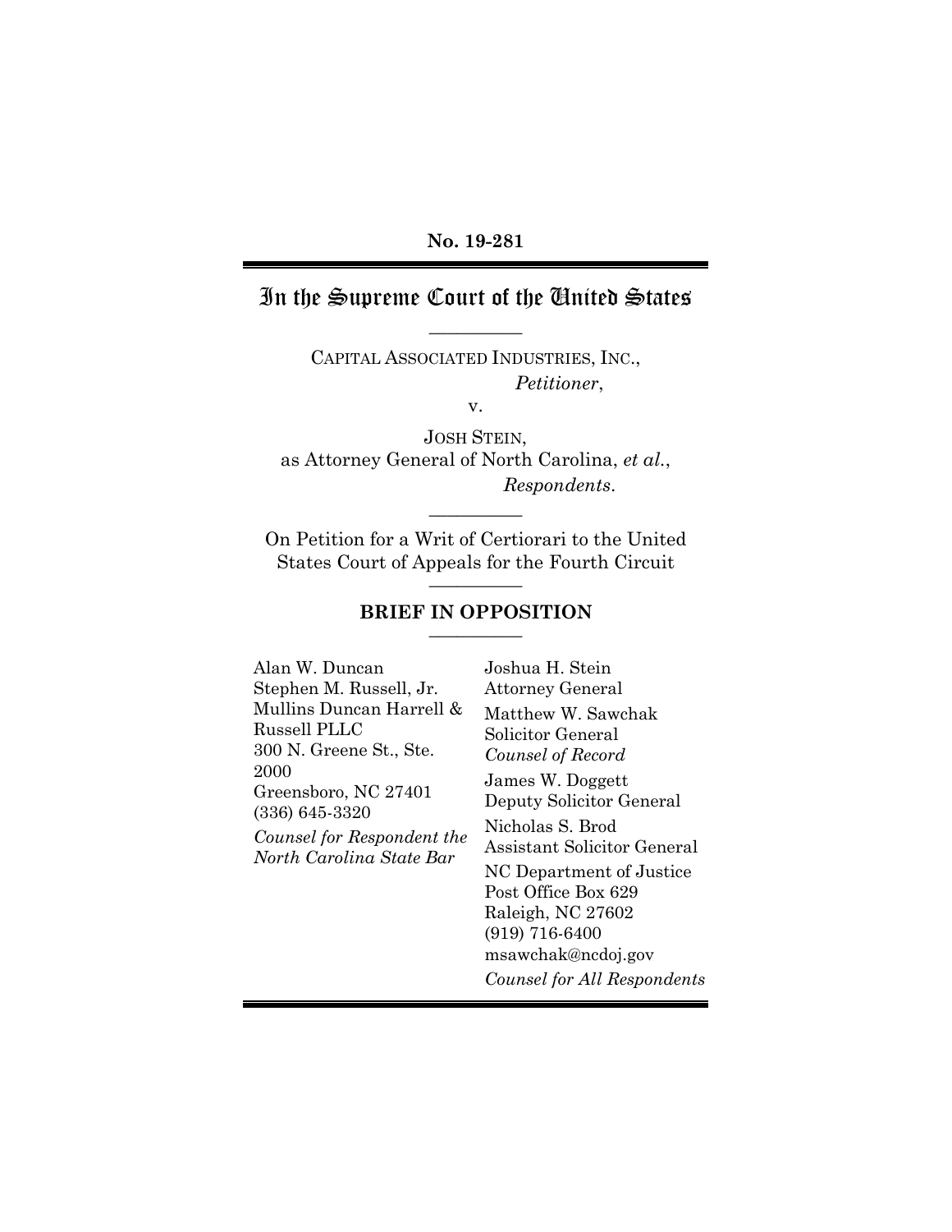**No. 19-281**

# In the Supreme Court of the United States

CAPITAL ASSOCIATED INDUSTRIES, INC.,
*Petitioner*,

v.

JOSH STEIN,
as Attorney General of North Carolina, *et al.*,
*Respondents*.

On Petition for a Writ of Certiorari to the United States Court of Appeals for the Fourth Circuit

**BRIEF IN OPPOSITION**

Alan W. Duncan
Stephen M. Russell, Jr.
Mullins Duncan Harrell & Russell PLLC
300 N. Greene St., Ste. 2000
Greensboro, NC 27401
(336) 645-3320
*Counsel for Respondent the North Carolina State Bar*

Joshua H. Stein
Attorney General
Matthew W. Sawchak
Solicitor General
*Counsel of Record*
James W. Doggett
Deputy Solicitor General
Nicholas S. Brod
Assistant Solicitor General
NC Department of Justice
Post Office Box 629
Raleigh, NC 27602
(919) 716-6400
msawchak@ncdoj.gov
*Counsel for All Respondents*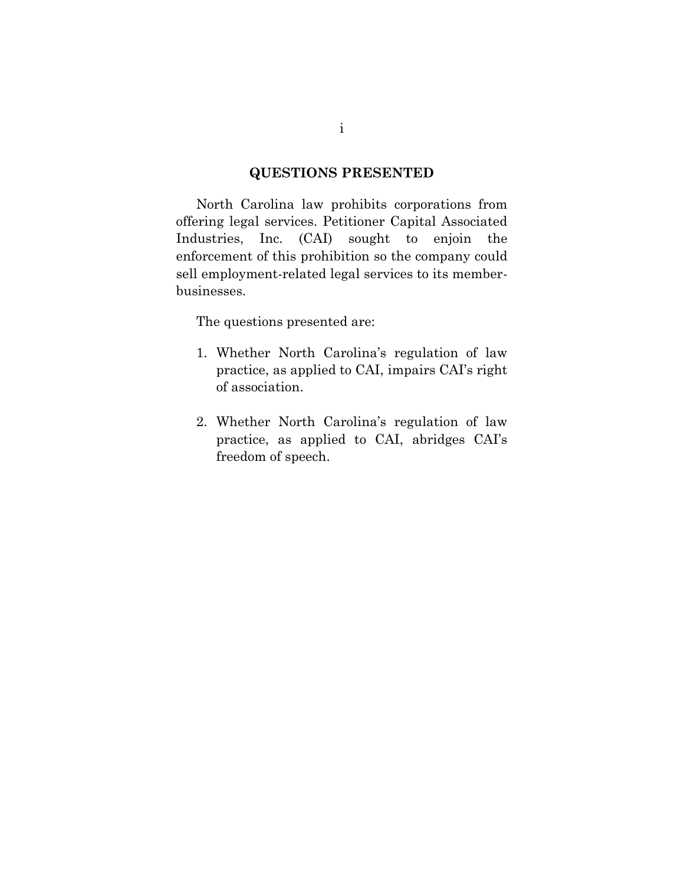## QUESTIONS PRESENTED

North Carolina law prohibits corporations from offering legal services. Petitioner Capital Associated Industries, Inc. (CAI) sought to enjoin the enforcement of this prohibition so the company could sell employment-related legal services to its member-businesses.

The questions presented are:

1. Whether North Carolina's regulation of law practice, as applied to CAI, impairs CAI's right of association.

2. Whether North Carolina's regulation of law practice, as applied to CAI, abridges CAI's freedom of speech.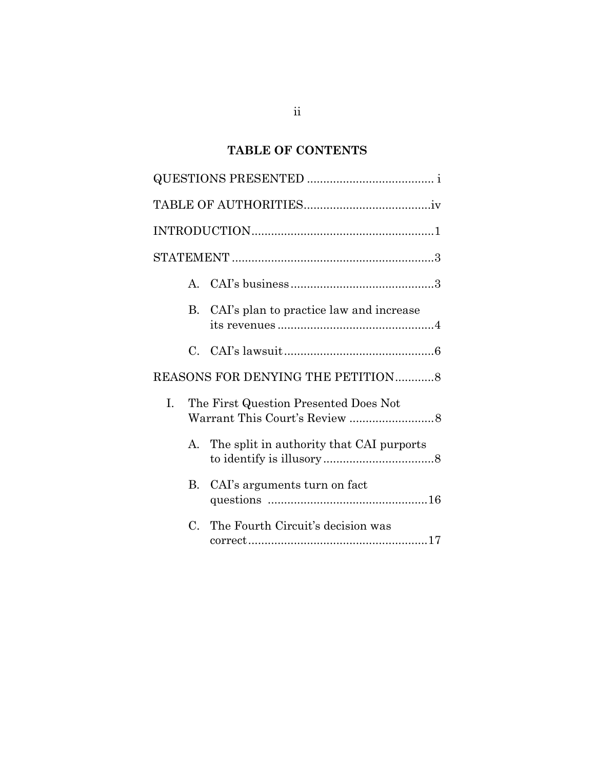## TABLE OF CONTENTS

QUESTIONS PRESENTED ....................................... i

TABLE OF AUTHORITIES.......................................iv

INTRODUCTION........................................................1

STATEMENT ..............................................................3

- A. CAI's business.............................................3
- B. CAI's plan to practice law and increase its revenues .................................................4
- C. CAI's lawsuit...............................................6

REASONS FOR DENYING THE PETITION............8

- I. The First Question Presented Does Not Warrant This Court's Review ..........................8
  - A. The split in authority that CAI purports to identify is illusory ..................................8
  - B. CAI's arguments turn on fact questions .................................................16
  - C. The Fourth Circuit's decision was correct.......................................................17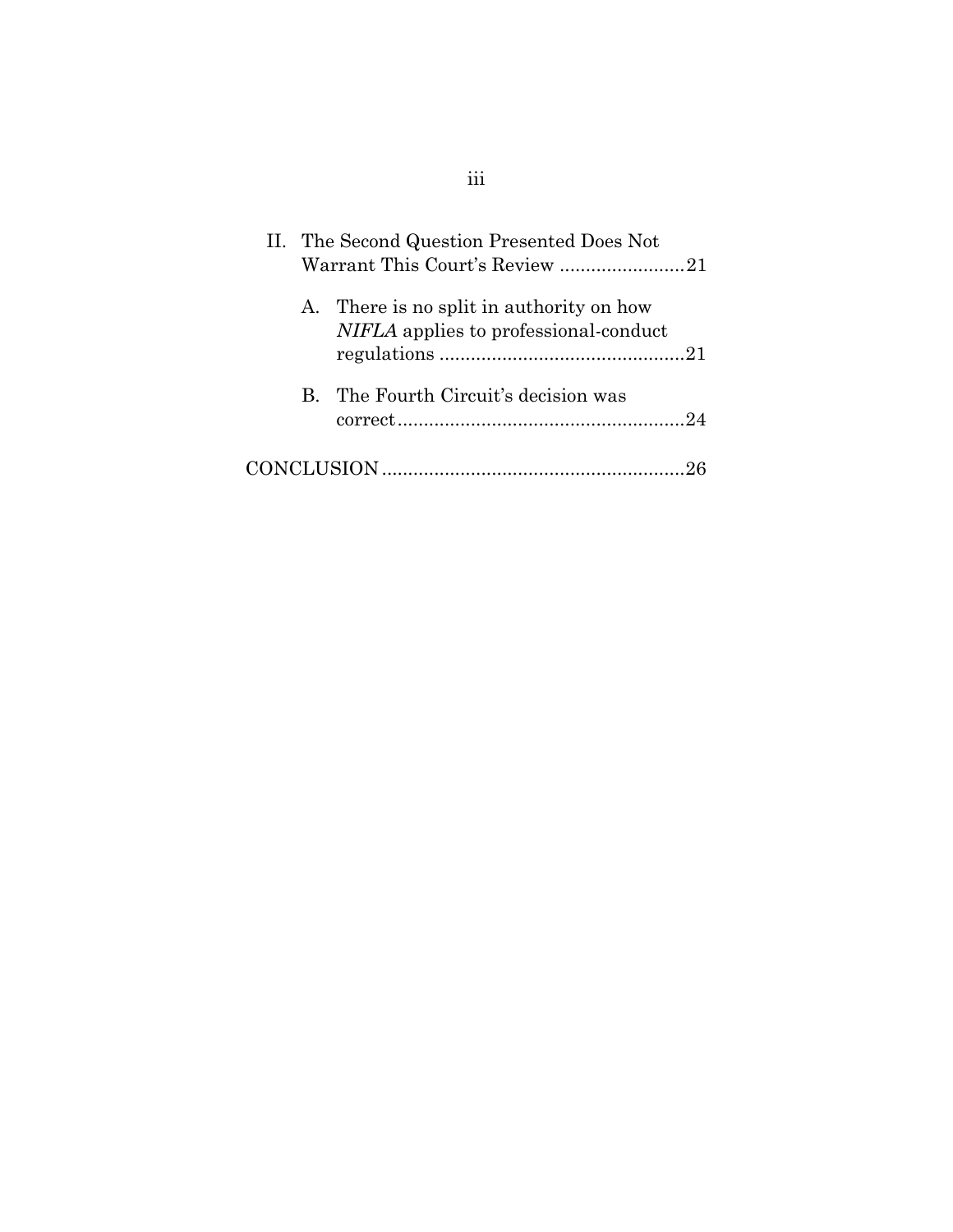II. The Second Question Presented Does Not Warrant This Court's Review ........................21

  A. There is no split in authority on how *NIFLA* applies to professional-conduct regulations ...............................................21

  B. The Fourth Circuit's decision was correct.......................................................24

CONCLUSION.........................................................26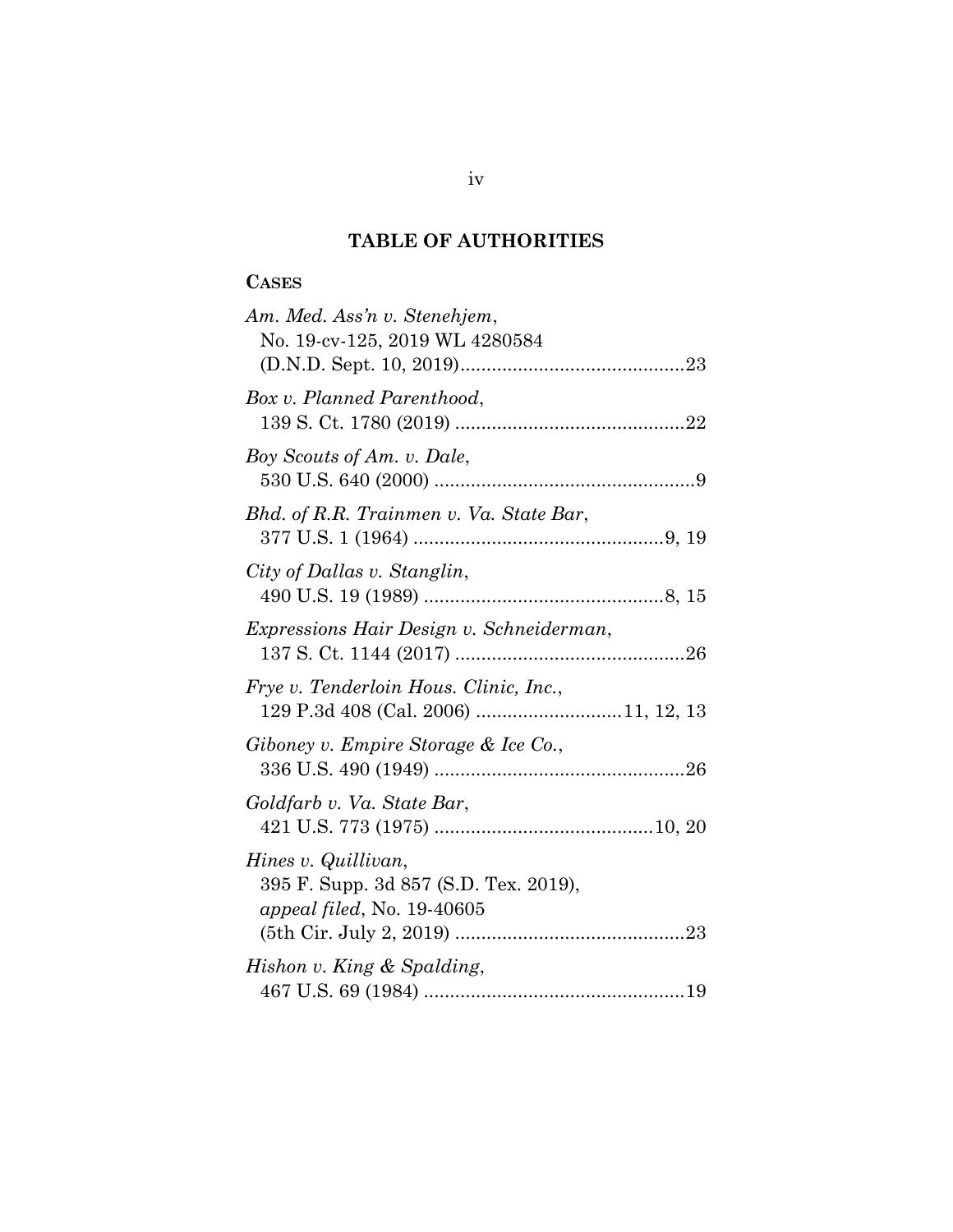## TABLE OF AUTHORITIES

### CASES

*Am. Med. Ass'n v. Stenehjem*, No. 19-cv-125, 2019 WL 4280584 (D.N.D. Sept. 10, 2019) ........................................... 23

*Box v. Planned Parenthood*, 139 S. Ct. 1780 (2019) ............................................ 22

*Boy Scouts of Am. v. Dale*, 530 U.S. 640 (2000) .................................................. 9

*Bhd. of R.R. Trainmen v. Va. State Bar*, 377 U.S. 1 (1964) ................................................ 9, 19

*City of Dallas v. Stanglin*, 490 U.S. 19 (1989) .............................................. 8, 15

*Expressions Hair Design v. Schneiderman*, 137 S. Ct. 1144 (2017) ............................................ 26

*Frye v. Tenderloin Hous. Clinic, Inc.*, 129 P.3d 408 (Cal. 2006) ........................... 11, 12, 13

*Giboney v. Empire Storage & Ice Co.*, 336 U.S. 490 (1949) ................................................ 26

*Goldfarb v. Va. State Bar*, 421 U.S. 773 (1975) .......................................... 10, 20

*Hines v. Quillivan*, 395 F. Supp. 3d 857 (S.D. Tex. 2019), *appeal filed*, No. 19-40605 (5th Cir. July 2, 2019) ............................................ 23

*Hishon v. King & Spalding*, 467 U.S. 69 (1984) .................................................. 19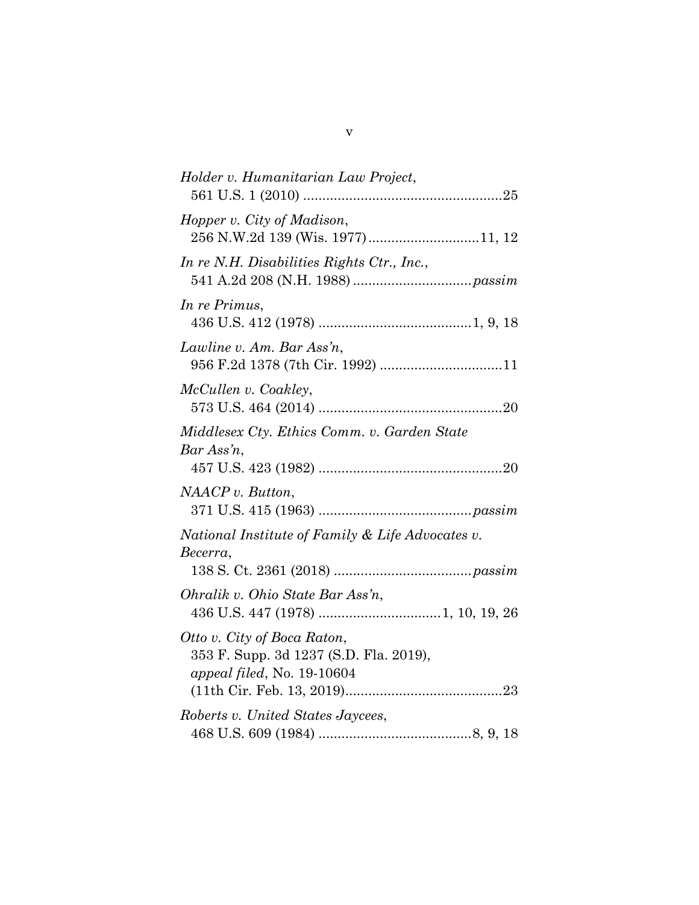*Holder v. Humanitarian Law Project*,
561 U.S. 1 (2010) ....................................................25

*Hopper v. City of Madison*,
256 N.W.2d 139 (Wis. 1977).............................11, 12

*In re N.H. Disabilities Rights Ctr., Inc.*,
541 A.2d 208 (N.H. 1988) ...............................*passim*

*In re Primus*,
436 U.S. 412 (1978) ........................................1, 9, 18

*Lawline v. Am. Bar Ass'n*,
956 F.2d 1378 (7th Cir. 1992) ................................11

*McCullen v. Coakley*,
573 U.S. 464 (2014) ................................................20

*Middlesex Cty. Ethics Comm. v. Garden State Bar Ass'n*,
457 U.S. 423 (1982) ................................................20

*NAACP v. Button*,
371 U.S. 415 (1963) ........................................*passim*

*National Institute of Family & Life Advocates v. Becerra*,
138 S. Ct. 2361 (2018) ....................................*passim*

*Ohralik v. Ohio State Bar Ass'n*,
436 U.S. 447 (1978) ................................1, 10, 19, 26

*Otto v. City of Boca Raton*,
353 F. Supp. 3d 1237 (S.D. Fla. 2019),
*appeal filed*, No. 19-10604
(11th Cir. Feb. 13, 2019).........................................23

*Roberts v. United States Jaycees*,
468 U.S. 609 (1984) ........................................8, 9, 18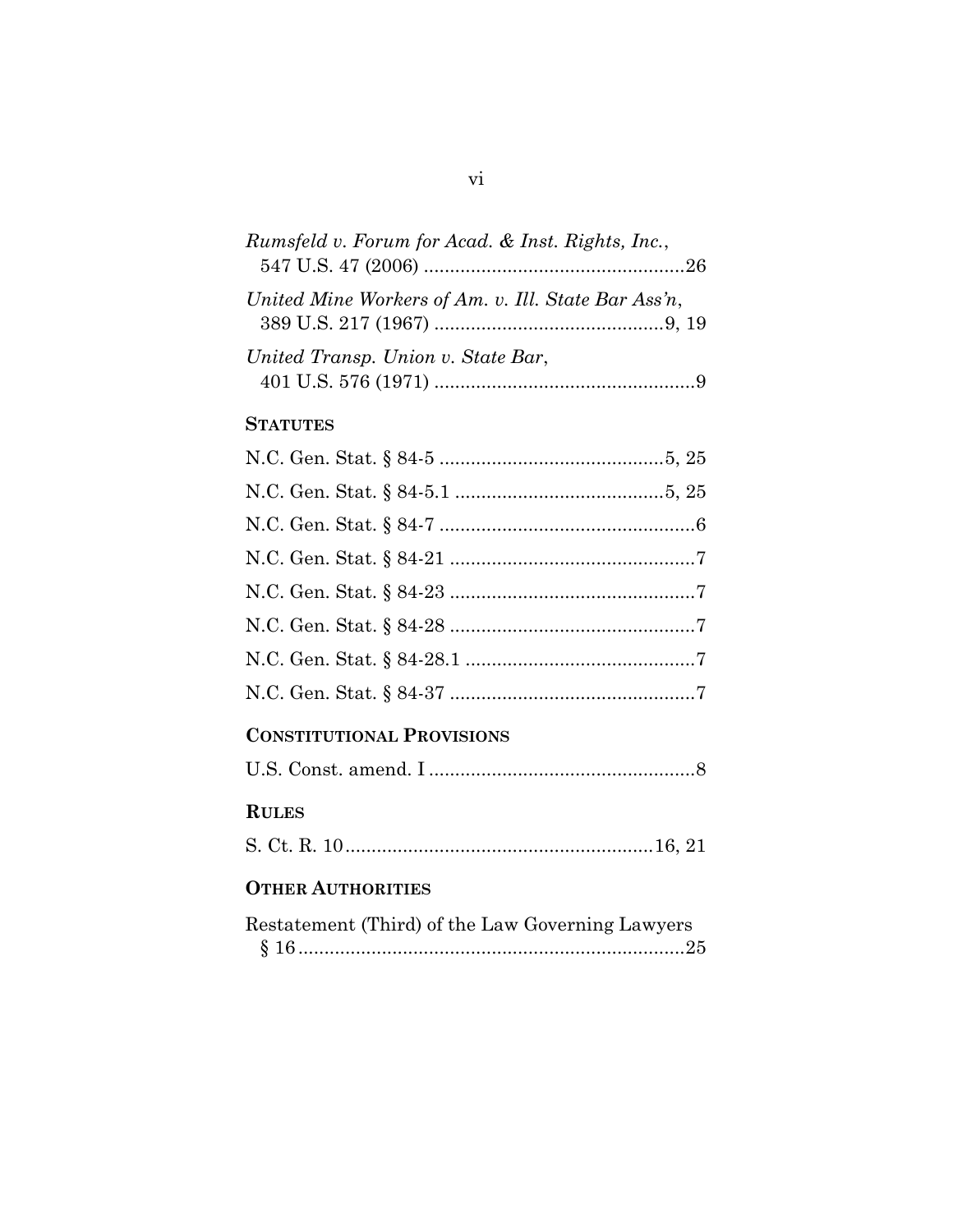*Rumsfeld v. Forum for Acad. & Inst. Rights, Inc.*,
547 U.S. 47 (2006) ..................................................26

*United Mine Workers of Am. v. Ill. State Bar Ass'n*,
389 U.S. 217 (1967) ............................................9, 19

*United Transp. Union v. State Bar*,
401 U.S. 576 (1971) ..................................................9

**STATUTES**

N.C. Gen. Stat. § 84-5 ...........................................5, 25

N.C. Gen. Stat. § 84-5.1 ........................................5, 25

N.C. Gen. Stat. § 84-7 .................................................6

N.C. Gen. Stat. § 84-21 ...............................................7

N.C. Gen. Stat. § 84-23 ...............................................7

N.C. Gen. Stat. § 84-28 ...............................................7

N.C. Gen. Stat. § 84-28.1 ............................................7

N.C. Gen. Stat. § 84-37 ...............................................7

**CONSTITUTIONAL PROVISIONS**

U.S. Const. amend. I ...................................................8

**RULES**

S. Ct. R. 10...........................................................16, 21

**OTHER AUTHORITIES**

Restatement (Third) of the Law Governing Lawyers
§ 16..........................................................................25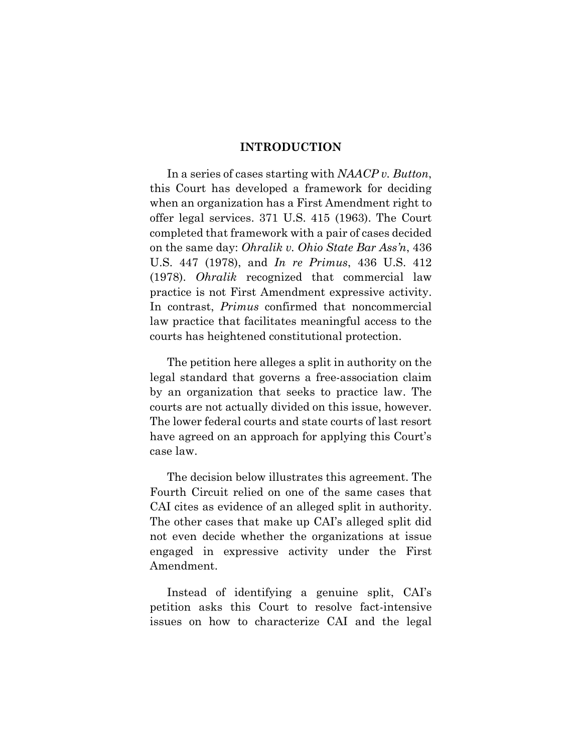## INTRODUCTION

In a series of cases starting with *NAACP v. Button*, this Court has developed a framework for deciding when an organization has a First Amendment right to offer legal services. 371 U.S. 415 (1963). The Court completed that framework with a pair of cases decided on the same day: *Ohralik v. Ohio State Bar Ass'n*, 436 U.S. 447 (1978), and *In re Primus*, 436 U.S. 412 (1978). *Ohralik* recognized that commercial law practice is not First Amendment expressive activity. In contrast, *Primus* confirmed that noncommercial law practice that facilitates meaningful access to the courts has heightened constitutional protection.

The petition here alleges a split in authority on the legal standard that governs a free-association claim by an organization that seeks to practice law. The courts are not actually divided on this issue, however. The lower federal courts and state courts of last resort have agreed on an approach for applying this Court's case law.

The decision below illustrates this agreement. The Fourth Circuit relied on one of the same cases that CAI cites as evidence of an alleged split in authority. The other cases that make up CAI's alleged split did not even decide whether the organizations at issue engaged in expressive activity under the First Amendment.

Instead of identifying a genuine split, CAI's petition asks this Court to resolve fact-intensive issues on how to characterize CAI and the legal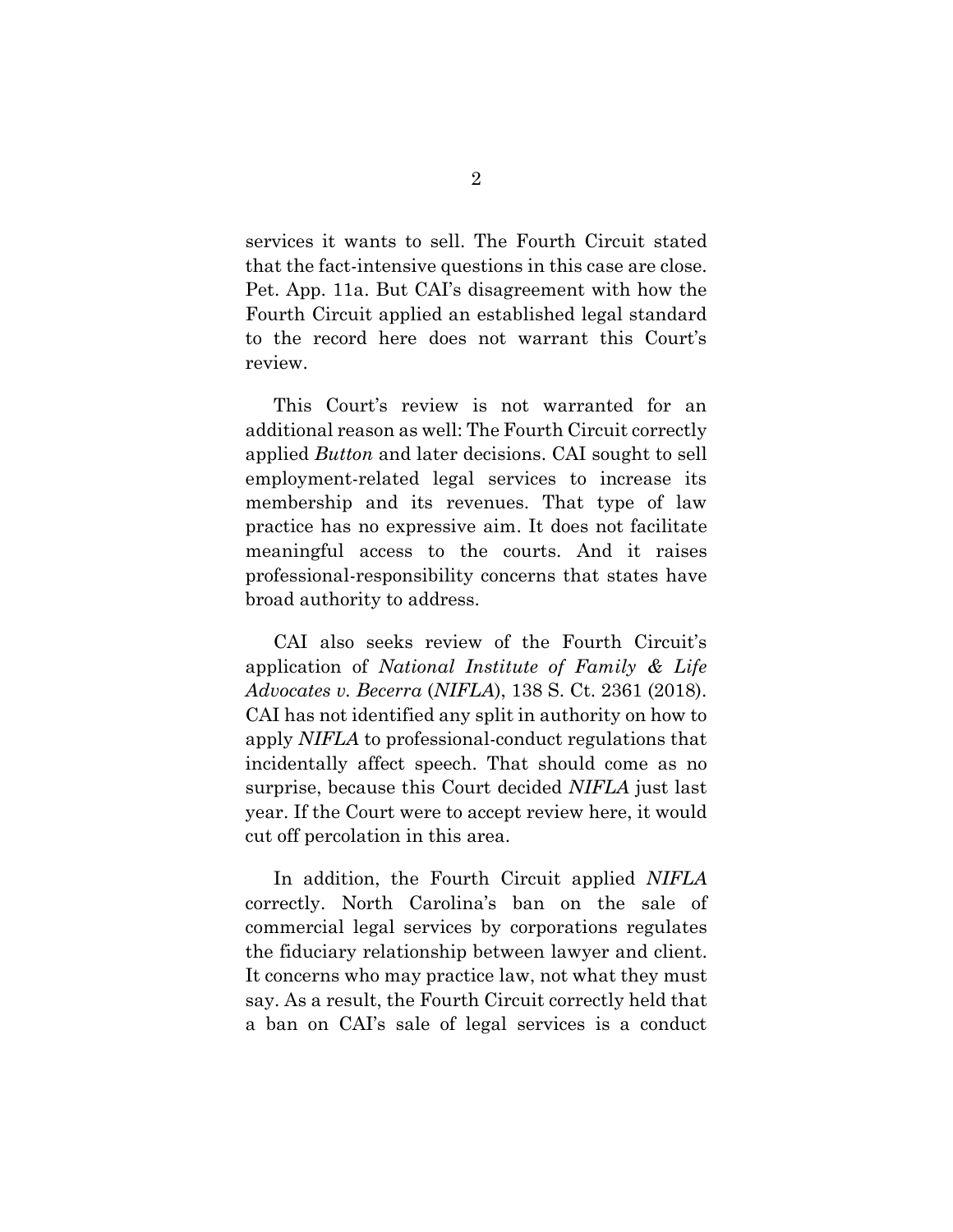services it wants to sell. The Fourth Circuit stated that the fact-intensive questions in this case are close. Pet. App. 11a. But CAI's disagreement with how the Fourth Circuit applied an established legal standard to the record here does not warrant this Court's review.

This Court's review is not warranted for an additional reason as well: The Fourth Circuit correctly applied *Button* and later decisions. CAI sought to sell employment-related legal services to increase its membership and its revenues. That type of law practice has no expressive aim. It does not facilitate meaningful access to the courts. And it raises professional-responsibility concerns that states have broad authority to address.

CAI also seeks review of the Fourth Circuit's application of *National Institute of Family & Life Advocates v. Becerra* (*NIFLA*), 138 S. Ct. 2361 (2018). CAI has not identified any split in authority on how to apply *NIFLA* to professional-conduct regulations that incidentally affect speech. That should come as no surprise, because this Court decided *NIFLA* just last year. If the Court were to accept review here, it would cut off percolation in this area.

In addition, the Fourth Circuit applied *NIFLA* correctly. North Carolina's ban on the sale of commercial legal services by corporations regulates the fiduciary relationship between lawyer and client. It concerns who may practice law, not what they must say. As a result, the Fourth Circuit correctly held that a ban on CAI's sale of legal services is a conduct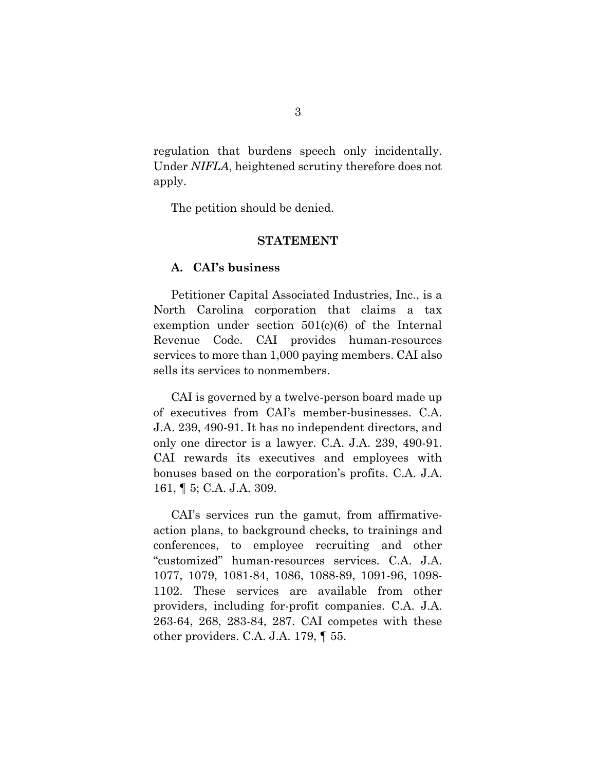regulation that burdens speech only incidentally. Under *NIFLA*, heightened scrutiny therefore does not apply.

The petition should be denied.

## STATEMENT

### A. CAI's business

Petitioner Capital Associated Industries, Inc., is a North Carolina corporation that claims a tax exemption under section 501(c)(6) of the Internal Revenue Code. CAI provides human-resources services to more than 1,000 paying members. CAI also sells its services to nonmembers.

CAI is governed by a twelve-person board made up of executives from CAI's member-businesses. C.A. J.A. 239, 490-91. It has no independent directors, and only one director is a lawyer. C.A. J.A. 239, 490-91. CAI rewards its executives and employees with bonuses based on the corporation's profits. C.A. J.A. 161, ¶ 5; C.A. J.A. 309.

CAI's services run the gamut, from affirmative-action plans, to background checks, to trainings and conferences, to employee recruiting and other "customized" human-resources services. C.A. J.A. 1077, 1079, 1081-84, 1086, 1088-89, 1091-96, 1098-1102. These services are available from other providers, including for-profit companies. C.A. J.A. 263-64, 268, 283-84, 287. CAI competes with these other providers. C.A. J.A. 179, ¶ 55.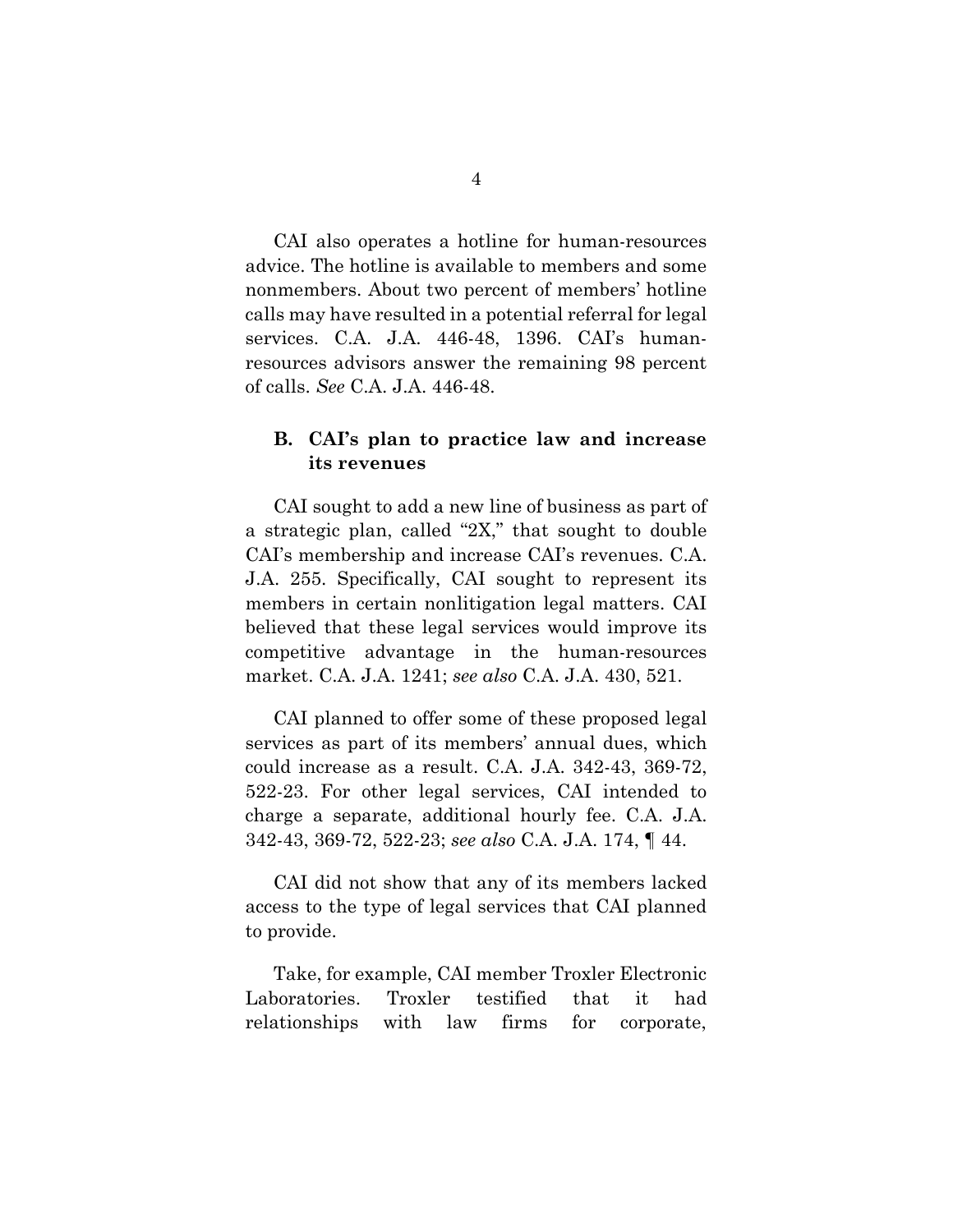CAI also operates a hotline for human-resources advice. The hotline is available to members and some nonmembers. About two percent of members' hotline calls may have resulted in a potential referral for legal services. C.A. J.A. 446-48, 1396. CAI's human-resources advisors answer the remaining 98 percent of calls. *See* C.A. J.A. 446-48.

### B. CAI's plan to practice law and increase its revenues

CAI sought to add a new line of business as part of a strategic plan, called "2X," that sought to double CAI's membership and increase CAI's revenues. C.A. J.A. 255. Specifically, CAI sought to represent its members in certain nonlitigation legal matters. CAI believed that these legal services would improve its competitive advantage in the human-resources market. C.A. J.A. 1241; *see also* C.A. J.A. 430, 521.

CAI planned to offer some of these proposed legal services as part of its members' annual dues, which could increase as a result. C.A. J.A. 342-43, 369-72, 522-23. For other legal services, CAI intended to charge a separate, additional hourly fee. C.A. J.A. 342-43, 369-72, 522-23; *see also* C.A. J.A. 174, ¶ 44.

CAI did not show that any of its members lacked access to the type of legal services that CAI planned to provide.

Take, for example, CAI member Troxler Electronic Laboratories. Troxler testified that it had relationships with law firms for corporate,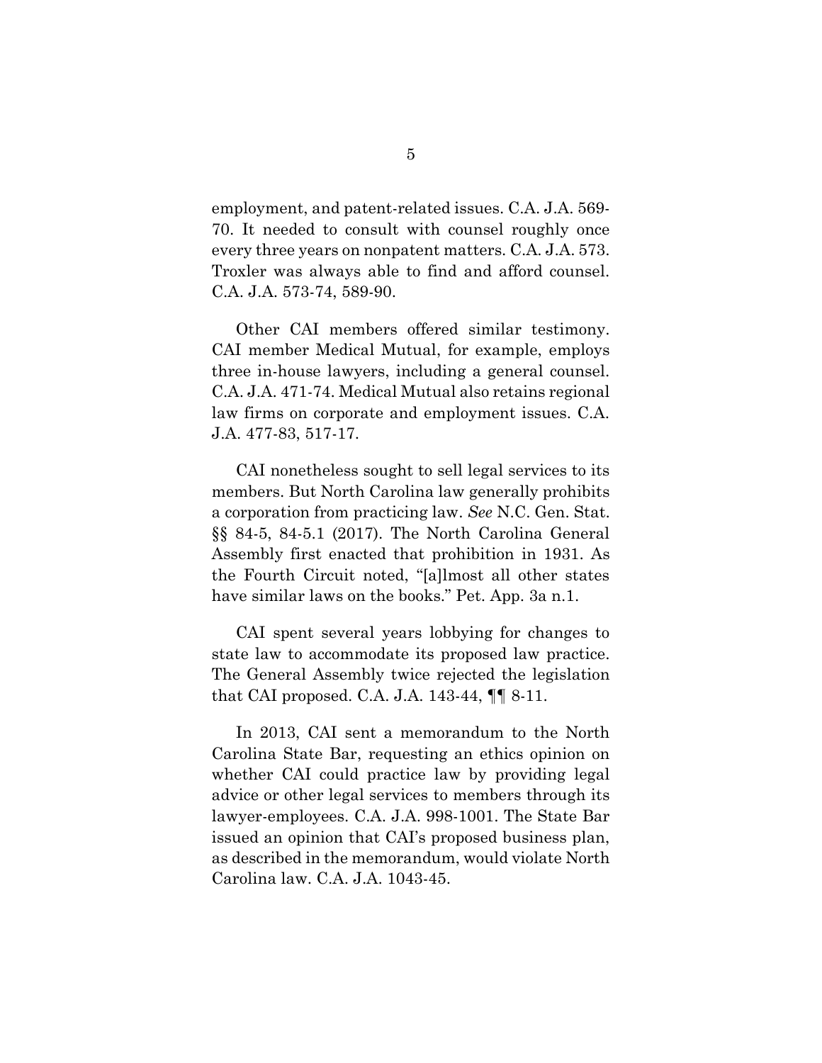employment, and patent-related issues. C.A. J.A. 569-70. It needed to consult with counsel roughly once every three years on nonpatent matters. C.A. J.A. 573. Troxler was always able to find and afford counsel. C.A. J.A. 573-74, 589-90.

Other CAI members offered similar testimony. CAI member Medical Mutual, for example, employs three in-house lawyers, including a general counsel. C.A. J.A. 471-74. Medical Mutual also retains regional law firms on corporate and employment issues. C.A. J.A. 477-83, 517-17.

CAI nonetheless sought to sell legal services to its members. But North Carolina law generally prohibits a corporation from practicing law. *See* N.C. Gen. Stat. §§ 84-5, 84-5.1 (2017). The North Carolina General Assembly first enacted that prohibition in 1931. As the Fourth Circuit noted, "[a]lmost all other states have similar laws on the books." Pet. App. 3a n.1.

CAI spent several years lobbying for changes to state law to accommodate its proposed law practice. The General Assembly twice rejected the legislation that CAI proposed. C.A. J.A. 143-44, ¶¶ 8-11.

In 2013, CAI sent a memorandum to the North Carolina State Bar, requesting an ethics opinion on whether CAI could practice law by providing legal advice or other legal services to members through its lawyer-employees. C.A. J.A. 998-1001. The State Bar issued an opinion that CAI's proposed business plan, as described in the memorandum, would violate North Carolina law. C.A. J.A. 1043-45.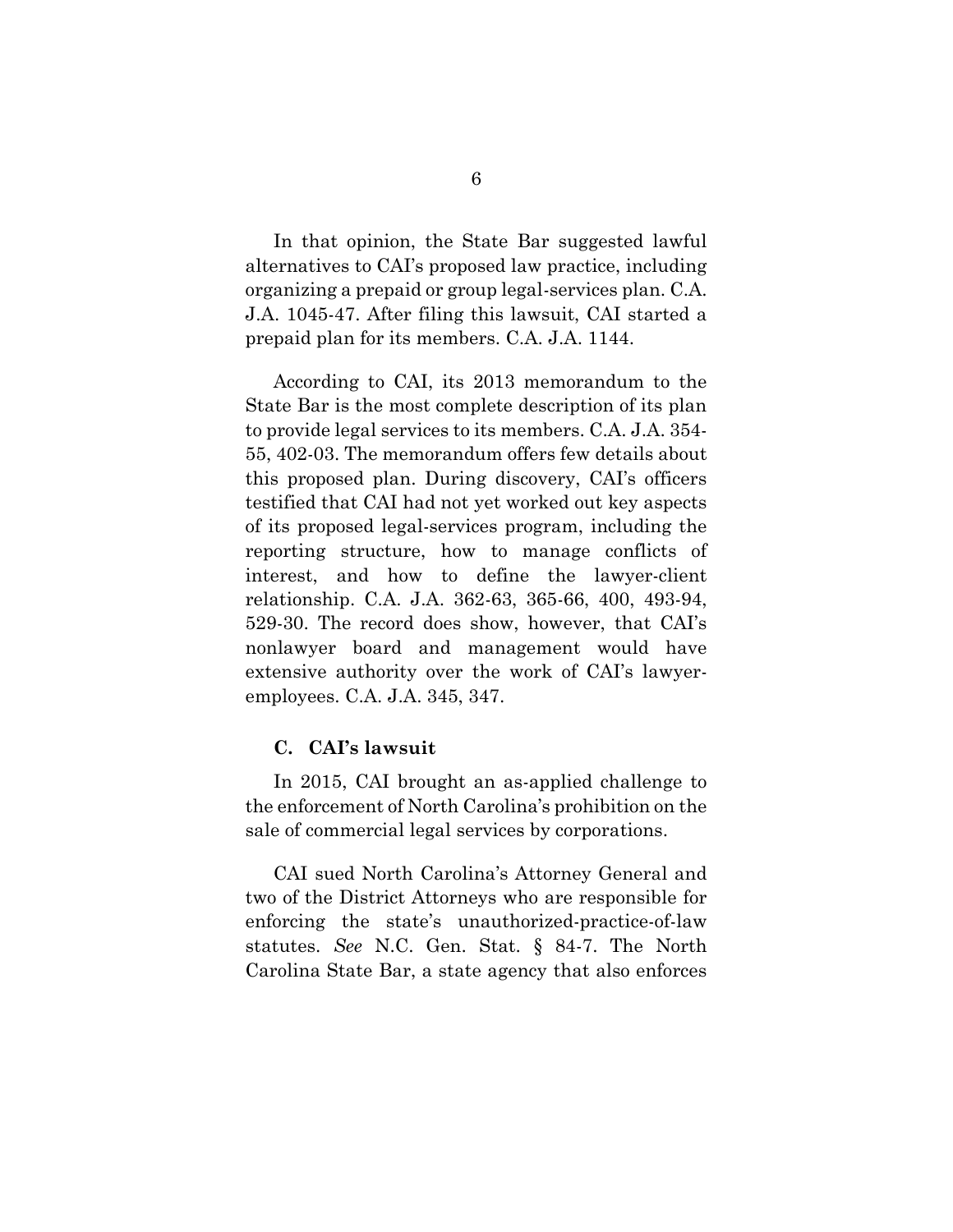In that opinion, the State Bar suggested lawful alternatives to CAI's proposed law practice, including organizing a prepaid or group legal-services plan. C.A. J.A. 1045-47. After filing this lawsuit, CAI started a prepaid plan for its members. C.A. J.A. 1144.

According to CAI, its 2013 memorandum to the State Bar is the most complete description of its plan to provide legal services to its members. C.A. J.A. 354-55, 402-03. The memorandum offers few details about this proposed plan. During discovery, CAI's officers testified that CAI had not yet worked out key aspects of its proposed legal-services program, including the reporting structure, how to manage conflicts of interest, and how to define the lawyer-client relationship. C.A. J.A. 362-63, 365-66, 400, 493-94, 529-30. The record does show, however, that CAI's nonlawyer board and management would have extensive authority over the work of CAI's lawyer-employees. C.A. J.A. 345, 347.

### C. CAI's lawsuit

In 2015, CAI brought an as-applied challenge to the enforcement of North Carolina's prohibition on the sale of commercial legal services by corporations.

CAI sued North Carolina's Attorney General and two of the District Attorneys who are responsible for enforcing the state's unauthorized-practice-of-law statutes. *See* N.C. Gen. Stat. § 84-7. The North Carolina State Bar, a state agency that also enforces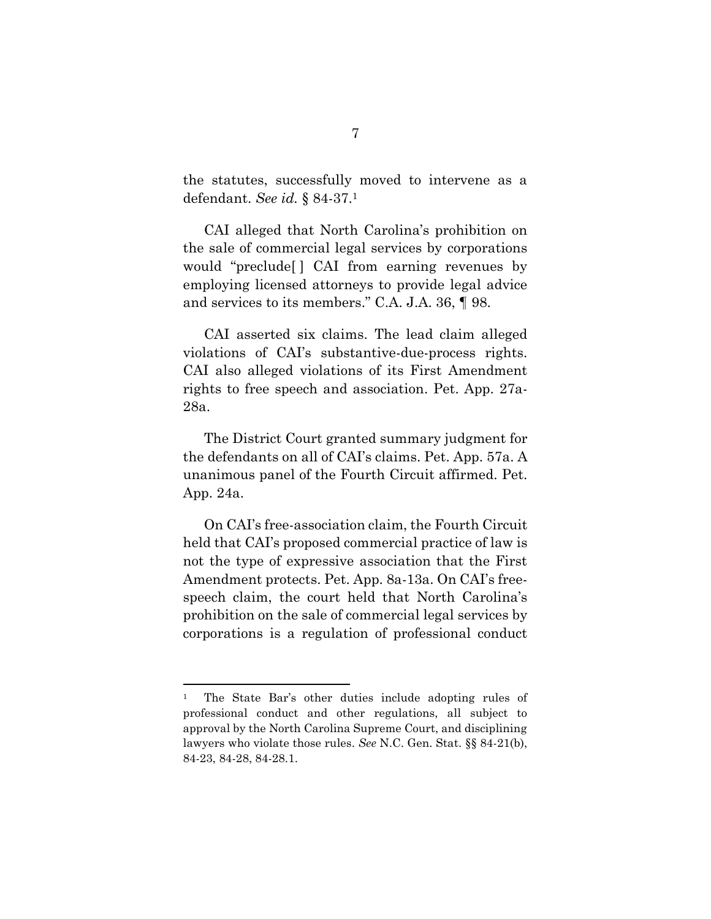the statutes, successfully moved to intervene as a defendant. *See id.* § 84-37.[1]

CAI alleged that North Carolina's prohibition on the sale of commercial legal services by corporations would "preclude[ ] CAI from earning revenues by employing licensed attorneys to provide legal advice and services to its members." C.A. J.A. 36, ¶ 98.

CAI asserted six claims. The lead claim alleged violations of CAI's substantive-due-process rights. CAI also alleged violations of its First Amendment rights to free speech and association. Pet. App. 27a-28a.

The District Court granted summary judgment for the defendants on all of CAI's claims. Pet. App. 57a. A unanimous panel of the Fourth Circuit affirmed. Pet. App. 24a.

On CAI's free-association claim, the Fourth Circuit held that CAI's proposed commercial practice of law is not the type of expressive association that the First Amendment protects. Pet. App. 8a-13a. On CAI's free-speech claim, the court held that North Carolina's prohibition on the sale of commercial legal services by corporations is a regulation of professional conduct

---

[1] The State Bar's other duties include adopting rules of professional conduct and other regulations, all subject to approval by the North Carolina Supreme Court, and disciplining lawyers who violate those rules. *See* N.C. Gen. Stat. §§ 84-21(b), 84-23, 84-28, 84-28.1.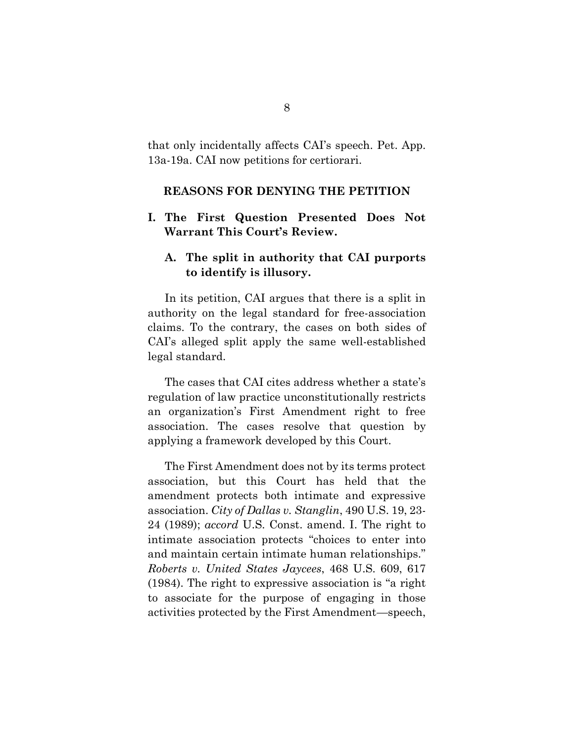that only incidentally affects CAI's speech. Pet. App. 13a-19a. CAI now petitions for certiorari.

## REASONS FOR DENYING THE PETITION

### I. The First Question Presented Does Not Warrant This Court's Review.

#### A. The split in authority that CAI purports to identify is illusory.

In its petition, CAI argues that there is a split in authority on the legal standard for free-association claims. To the contrary, the cases on both sides of CAI's alleged split apply the same well-established legal standard.

The cases that CAI cites address whether a state's regulation of law practice unconstitutionally restricts an organization's First Amendment right to free association. The cases resolve that question by applying a framework developed by this Court.

The First Amendment does not by its terms protect association, but this Court has held that the amendment protects both intimate and expressive association. *City of Dallas v. Stanglin*, 490 U.S. 19, 23-24 (1989); *accord* U.S. Const. amend. I. The right to intimate association protects "choices to enter into and maintain certain intimate human relationships." *Roberts v. United States Jaycees*, 468 U.S. 609, 617 (1984). The right to expressive association is "a right to associate for the purpose of engaging in those activities protected by the First Amendment—speech,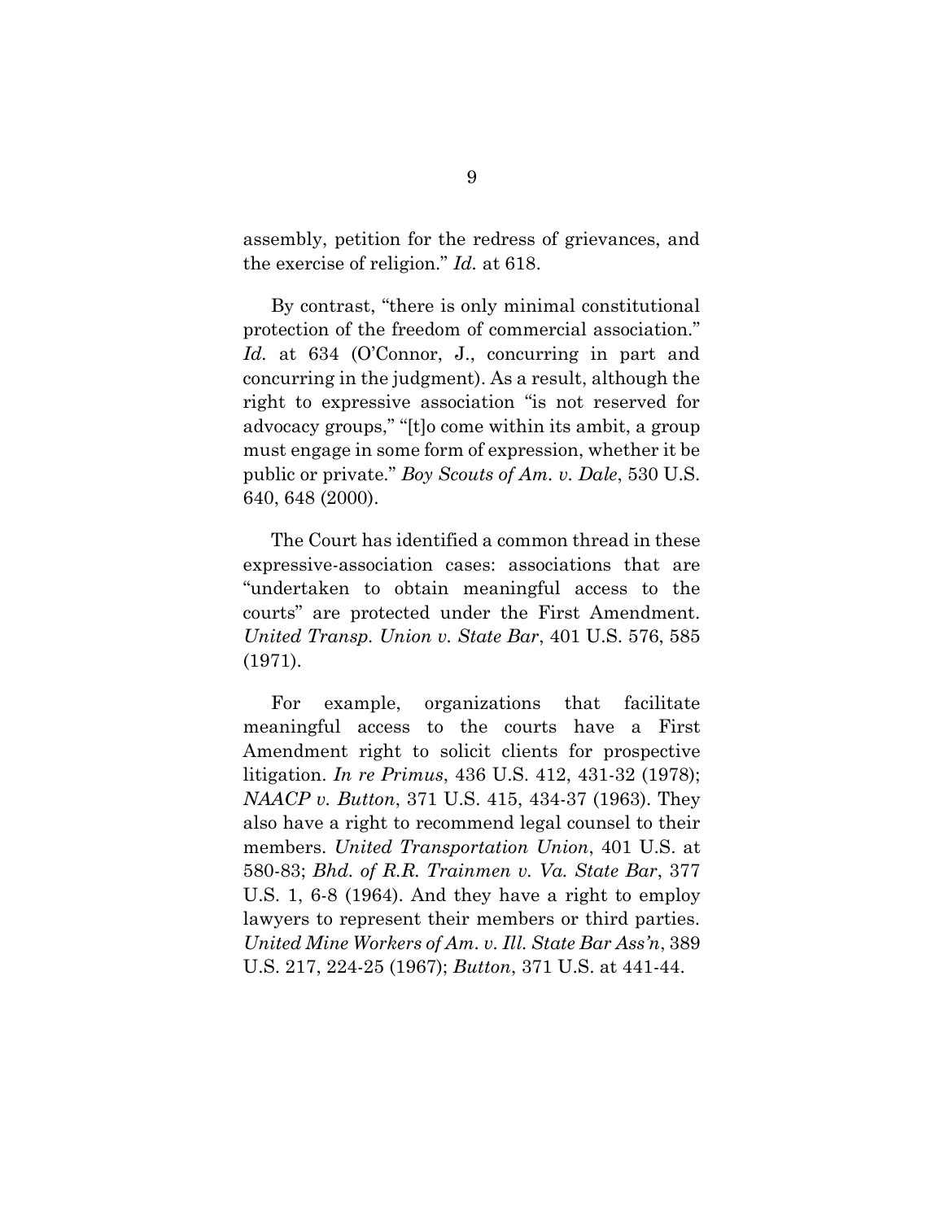assembly, petition for the redress of grievances, and the exercise of religion." *Id.* at 618.

By contrast, "there is only minimal constitutional protection of the freedom of commercial association." *Id.* at 634 (O'Connor, J., concurring in part and concurring in the judgment). As a result, although the right to expressive association "is not reserved for advocacy groups," "[t]o come within its ambit, a group must engage in some form of expression, whether it be public or private." *Boy Scouts of Am. v. Dale*, 530 U.S. 640, 648 (2000).

The Court has identified a common thread in these expressive-association cases: associations that are "undertaken to obtain meaningful access to the courts" are protected under the First Amendment. *United Transp. Union v. State Bar*, 401 U.S. 576, 585 (1971).

For example, organizations that facilitate meaningful access to the courts have a First Amendment right to solicit clients for prospective litigation. *In re Primus*, 436 U.S. 412, 431-32 (1978); *NAACP v. Button*, 371 U.S. 415, 434-37 (1963). They also have a right to recommend legal counsel to their members. *United Transportation Union*, 401 U.S. at 580-83; *Bhd. of R.R. Trainmen v. Va. State Bar*, 377 U.S. 1, 6-8 (1964). And they have a right to employ lawyers to represent their members or third parties. *United Mine Workers of Am. v. Ill. State Bar Ass'n*, 389 U.S. 217, 224-25 (1967); *Button*, 371 U.S. at 441-44.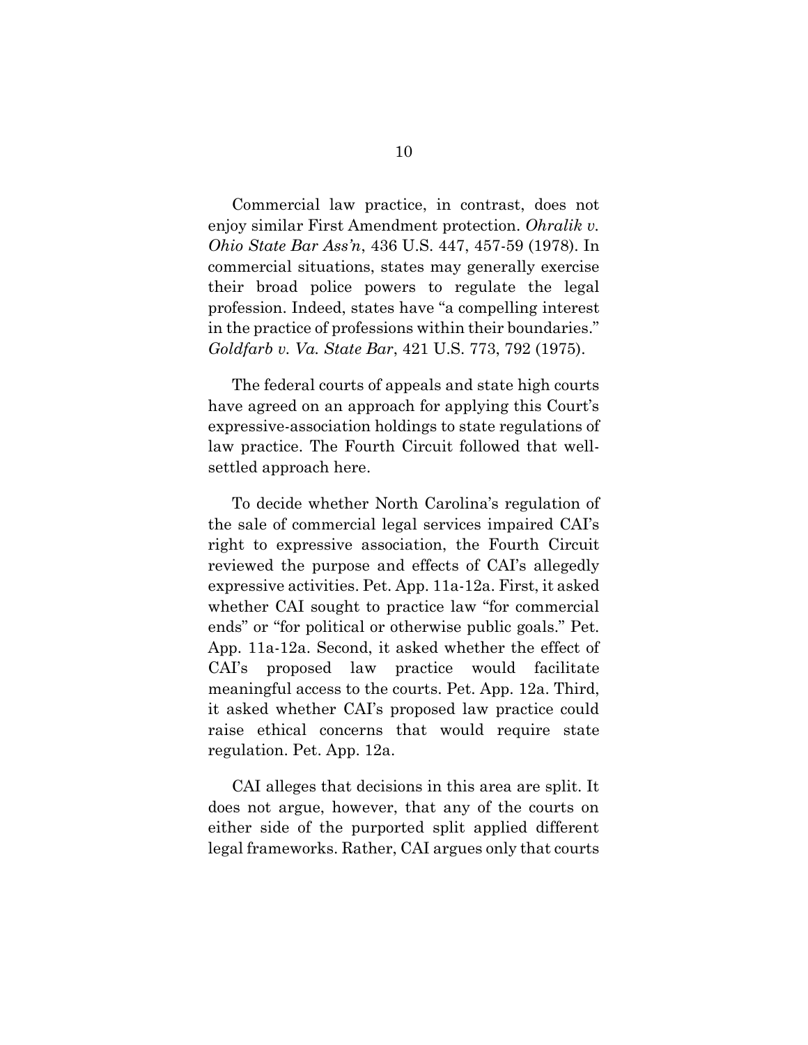Commercial law practice, in contrast, does not enjoy similar First Amendment protection. *Ohralik v. Ohio State Bar Ass'n*, 436 U.S. 447, 457-59 (1978). In commercial situations, states may generally exercise their broad police powers to regulate the legal profession. Indeed, states have "a compelling interest in the practice of professions within their boundaries." *Goldfarb v. Va. State Bar*, 421 U.S. 773, 792 (1975).

The federal courts of appeals and state high courts have agreed on an approach for applying this Court's expressive-association holdings to state regulations of law practice. The Fourth Circuit followed that well-settled approach here.

To decide whether North Carolina's regulation of the sale of commercial legal services impaired CAI's right to expressive association, the Fourth Circuit reviewed the purpose and effects of CAI's allegedly expressive activities. Pet. App. 11a-12a. First, it asked whether CAI sought to practice law "for commercial ends" or "for political or otherwise public goals." Pet. App. 11a-12a. Second, it asked whether the effect of CAI's proposed law practice would facilitate meaningful access to the courts. Pet. App. 12a. Third, it asked whether CAI's proposed law practice could raise ethical concerns that would require state regulation. Pet. App. 12a.

CAI alleges that decisions in this area are split. It does not argue, however, that any of the courts on either side of the purported split applied different legal frameworks. Rather, CAI argues only that courts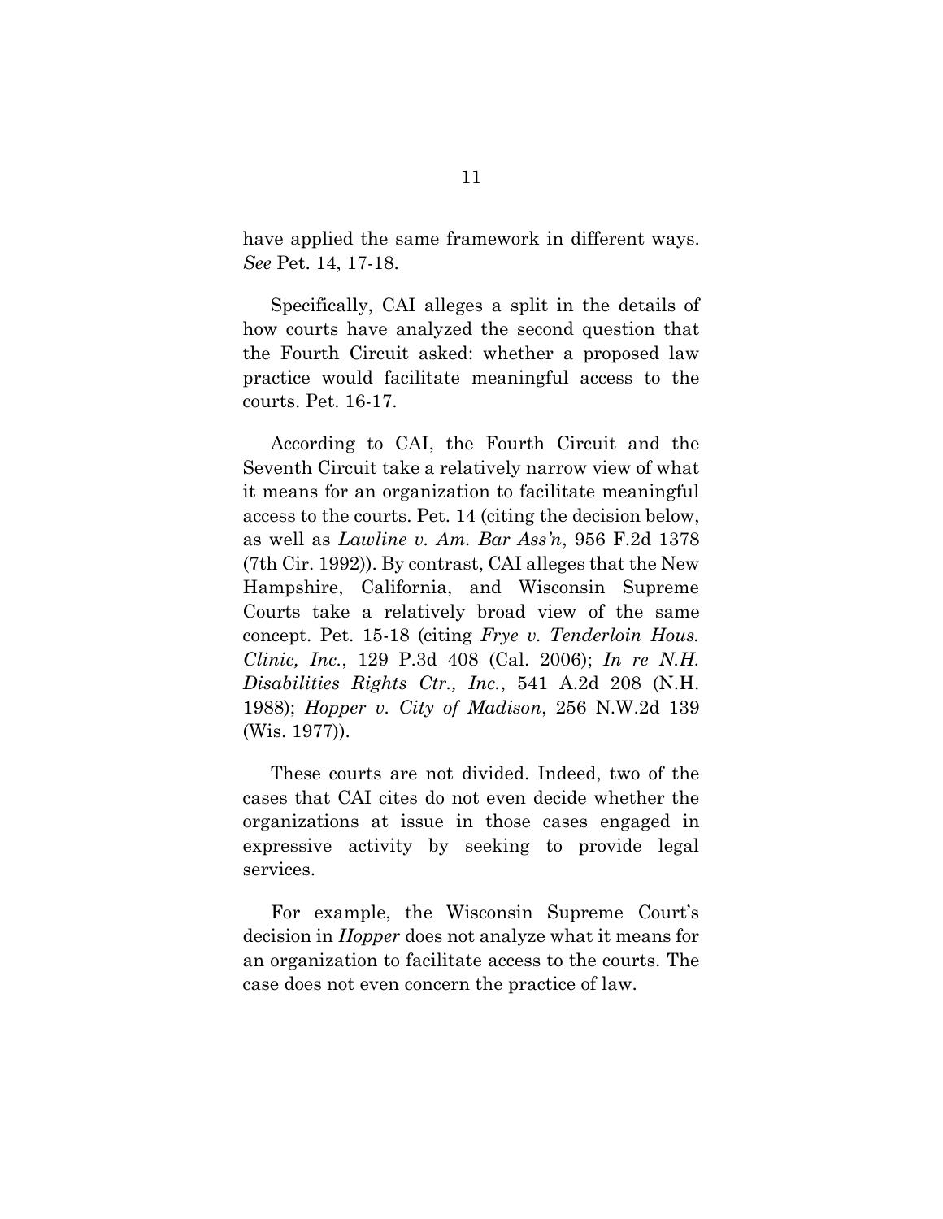have applied the same framework in different ways. *See* Pet. 14, 17-18.

Specifically, CAI alleges a split in the details of how courts have analyzed the second question that the Fourth Circuit asked: whether a proposed law practice would facilitate meaningful access to the courts. Pet. 16-17.

According to CAI, the Fourth Circuit and the Seventh Circuit take a relatively narrow view of what it means for an organization to facilitate meaningful access to the courts. Pet. 14 (citing the decision below, as well as *Lawline v. Am. Bar Ass'n*, 956 F.2d 1378 (7th Cir. 1992)). By contrast, CAI alleges that the New Hampshire, California, and Wisconsin Supreme Courts take a relatively broad view of the same concept. Pet. 15-18 (citing *Frye v. Tenderloin Hous. Clinic, Inc.*, 129 P.3d 408 (Cal. 2006); *In re N.H. Disabilities Rights Ctr., Inc.*, 541 A.2d 208 (N.H. 1988); *Hopper v. City of Madison*, 256 N.W.2d 139 (Wis. 1977)).

These courts are not divided. Indeed, two of the cases that CAI cites do not even decide whether the organizations at issue in those cases engaged in expressive activity by seeking to provide legal services.

For example, the Wisconsin Supreme Court's decision in *Hopper* does not analyze what it means for an organization to facilitate access to the courts. The case does not even concern the practice of law.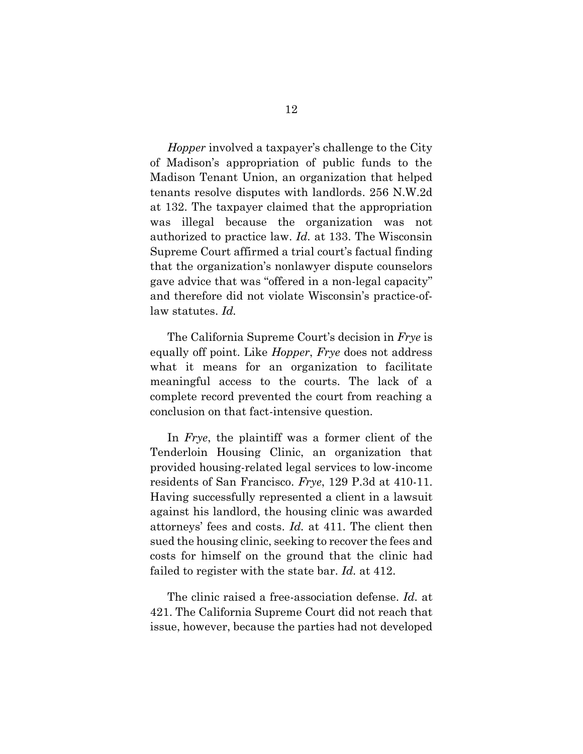*Hopper* involved a taxpayer's challenge to the City of Madison's appropriation of public funds to the Madison Tenant Union, an organization that helped tenants resolve disputes with landlords. 256 N.W.2d at 132. The taxpayer claimed that the appropriation was illegal because the organization was not authorized to practice law. *Id.* at 133. The Wisconsin Supreme Court affirmed a trial court's factual finding that the organization's nonlawyer dispute counselors gave advice that was "offered in a non-legal capacity" and therefore did not violate Wisconsin's practice-of-law statutes. *Id.*

The California Supreme Court's decision in *Frye* is equally off point. Like *Hopper*, *Frye* does not address what it means for an organization to facilitate meaningful access to the courts. The lack of a complete record prevented the court from reaching a conclusion on that fact-intensive question.

In *Frye*, the plaintiff was a former client of the Tenderloin Housing Clinic, an organization that provided housing-related legal services to low-income residents of San Francisco. *Frye*, 129 P.3d at 410-11. Having successfully represented a client in a lawsuit against his landlord, the housing clinic was awarded attorneys' fees and costs. *Id.* at 411. The client then sued the housing clinic, seeking to recover the fees and costs for himself on the ground that the clinic had failed to register with the state bar. *Id.* at 412.

The clinic raised a free-association defense. *Id.* at 421. The California Supreme Court did not reach that issue, however, because the parties had not developed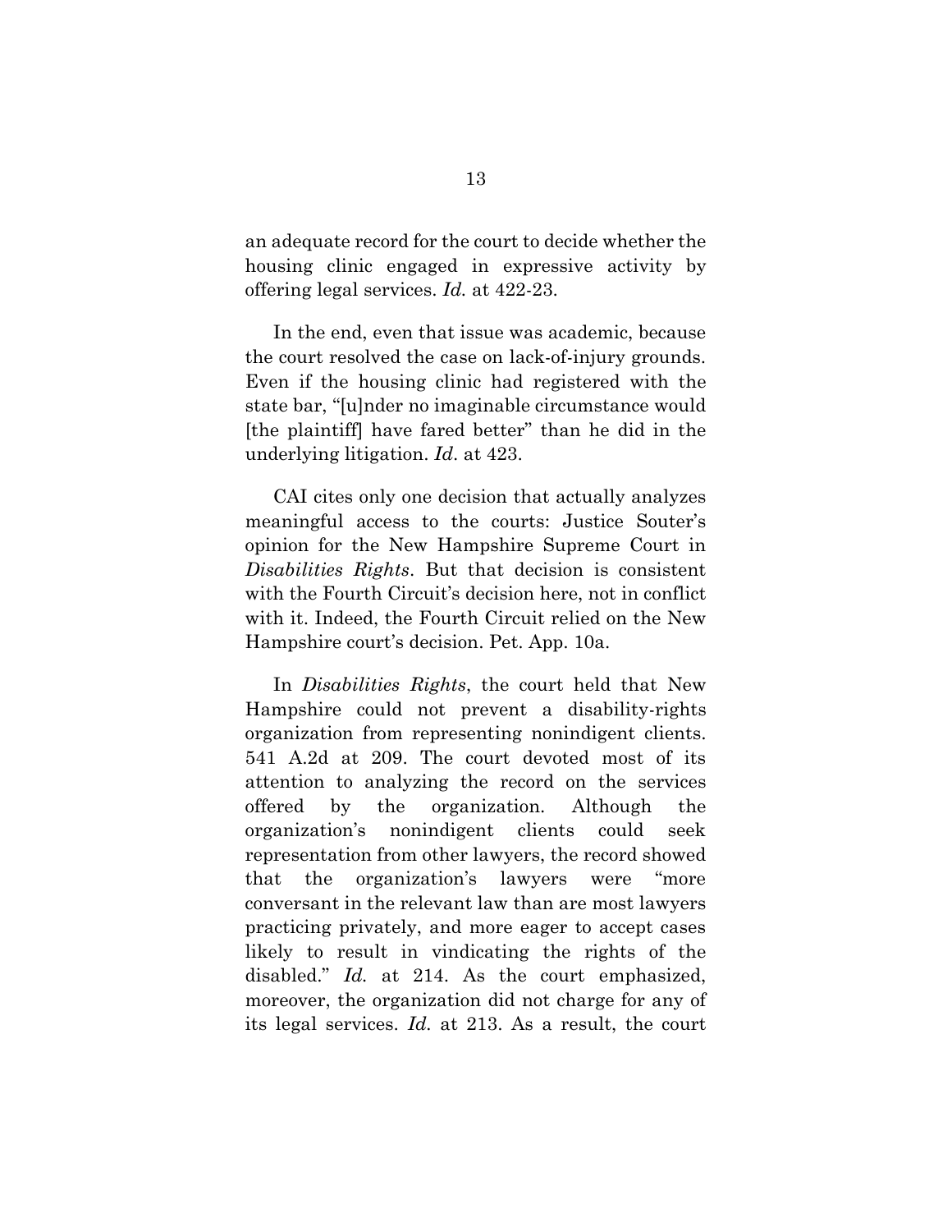an adequate record for the court to decide whether the housing clinic engaged in expressive activity by offering legal services. *Id.* at 422-23.

In the end, even that issue was academic, because the court resolved the case on lack-of-injury grounds. Even if the housing clinic had registered with the state bar, "[u]nder no imaginable circumstance would [the plaintiff] have fared better" than he did in the underlying litigation. *Id*. at 423.

CAI cites only one decision that actually analyzes meaningful access to the courts: Justice Souter's opinion for the New Hampshire Supreme Court in *Disabilities Rights*. But that decision is consistent with the Fourth Circuit's decision here, not in conflict with it. Indeed, the Fourth Circuit relied on the New Hampshire court's decision. Pet. App. 10a.

In *Disabilities Rights*, the court held that New Hampshire could not prevent a disability-rights organization from representing nonindigent clients. 541 A.2d at 209. The court devoted most of its attention to analyzing the record on the services offered by the organization. Although the organization's nonindigent clients could seek representation from other lawyers, the record showed that the organization's lawyers were "more conversant in the relevant law than are most lawyers practicing privately, and more eager to accept cases likely to result in vindicating the rights of the disabled." *Id.* at 214. As the court emphasized, moreover, the organization did not charge for any of its legal services. *Id.* at 213. As a result, the court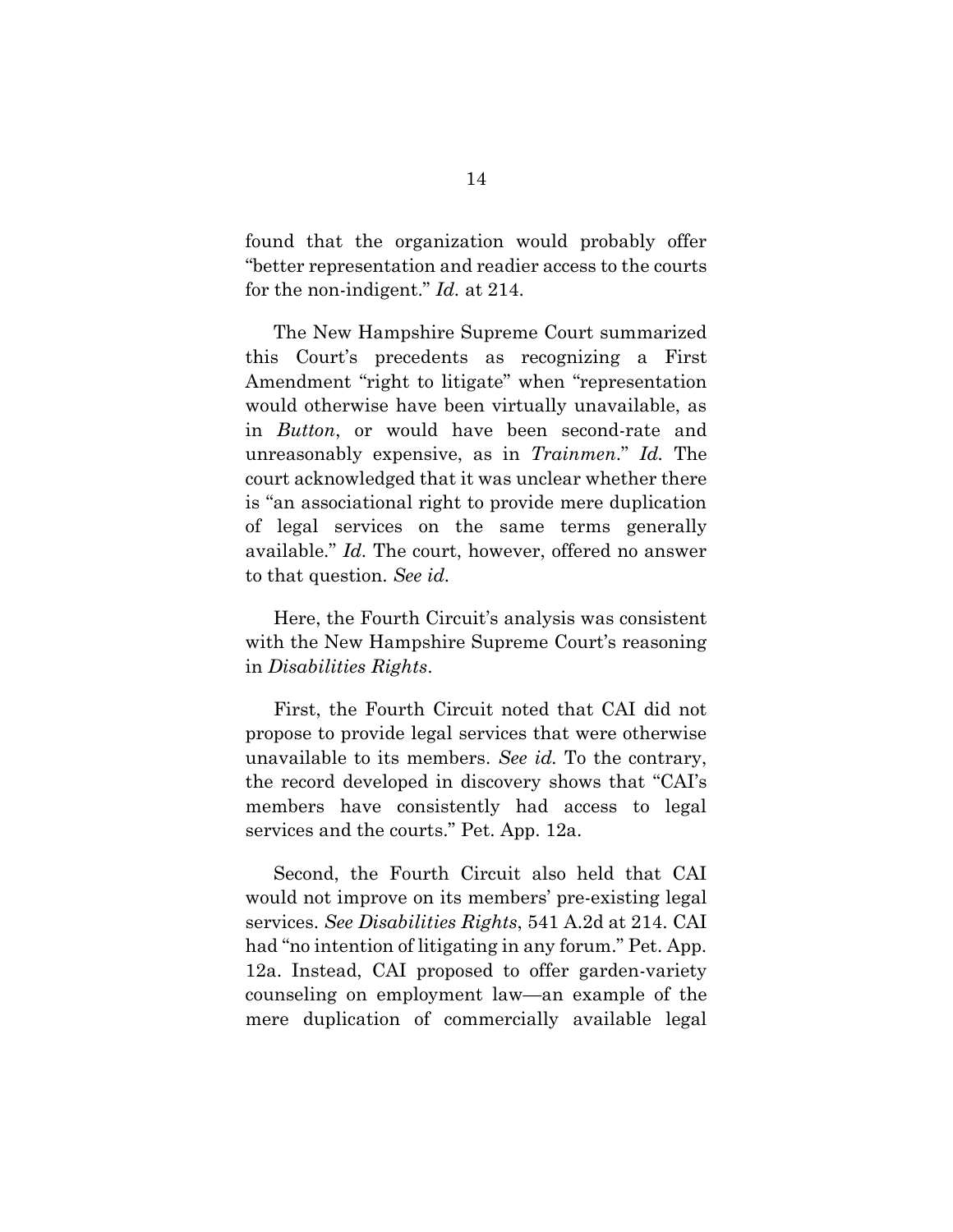found that the organization would probably offer "better representation and readier access to the courts for the non-indigent." *Id.* at 214.

The New Hampshire Supreme Court summarized this Court's precedents as recognizing a First Amendment "right to litigate" when "representation would otherwise have been virtually unavailable, as in *Button*, or would have been second-rate and unreasonably expensive, as in *Trainmen*." *Id.* The court acknowledged that it was unclear whether there is "an associational right to provide mere duplication of legal services on the same terms generally available." *Id.* The court, however, offered no answer to that question. *See id.*

Here, the Fourth Circuit's analysis was consistent with the New Hampshire Supreme Court's reasoning in *Disabilities Rights*.

First, the Fourth Circuit noted that CAI did not propose to provide legal services that were otherwise unavailable to its members. *See id.* To the contrary, the record developed in discovery shows that "CAI's members have consistently had access to legal services and the courts." Pet. App. 12a.

Second, the Fourth Circuit also held that CAI would not improve on its members' pre-existing legal services. *See Disabilities Rights*, 541 A.2d at 214. CAI had "no intention of litigating in any forum." Pet. App. 12a. Instead, CAI proposed to offer garden-variety counseling on employment law—an example of the mere duplication of commercially available legal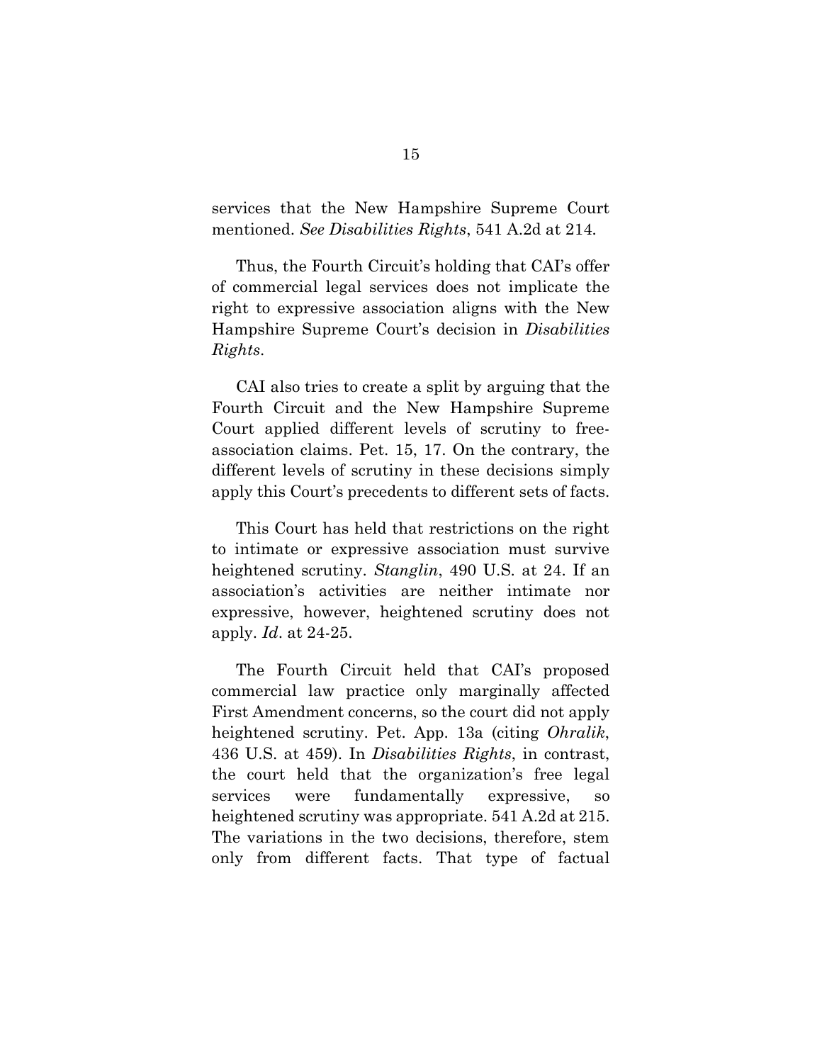services that the New Hampshire Supreme Court mentioned. *See Disabilities Rights*, 541 A.2d at 214.

Thus, the Fourth Circuit's holding that CAI's offer of commercial legal services does not implicate the right to expressive association aligns with the New Hampshire Supreme Court's decision in *Disabilities Rights*.

CAI also tries to create a split by arguing that the Fourth Circuit and the New Hampshire Supreme Court applied different levels of scrutiny to free-association claims. Pet. 15, 17. On the contrary, the different levels of scrutiny in these decisions simply apply this Court's precedents to different sets of facts.

This Court has held that restrictions on the right to intimate or expressive association must survive heightened scrutiny. *Stanglin*, 490 U.S. at 24. If an association's activities are neither intimate nor expressive, however, heightened scrutiny does not apply. *Id*. at 24-25.

The Fourth Circuit held that CAI's proposed commercial law practice only marginally affected First Amendment concerns, so the court did not apply heightened scrutiny. Pet. App. 13a (citing *Ohralik*, 436 U.S. at 459). In *Disabilities Rights*, in contrast, the court held that the organization's free legal services were fundamentally expressive, so heightened scrutiny was appropriate. 541 A.2d at 215. The variations in the two decisions, therefore, stem only from different facts. That type of factual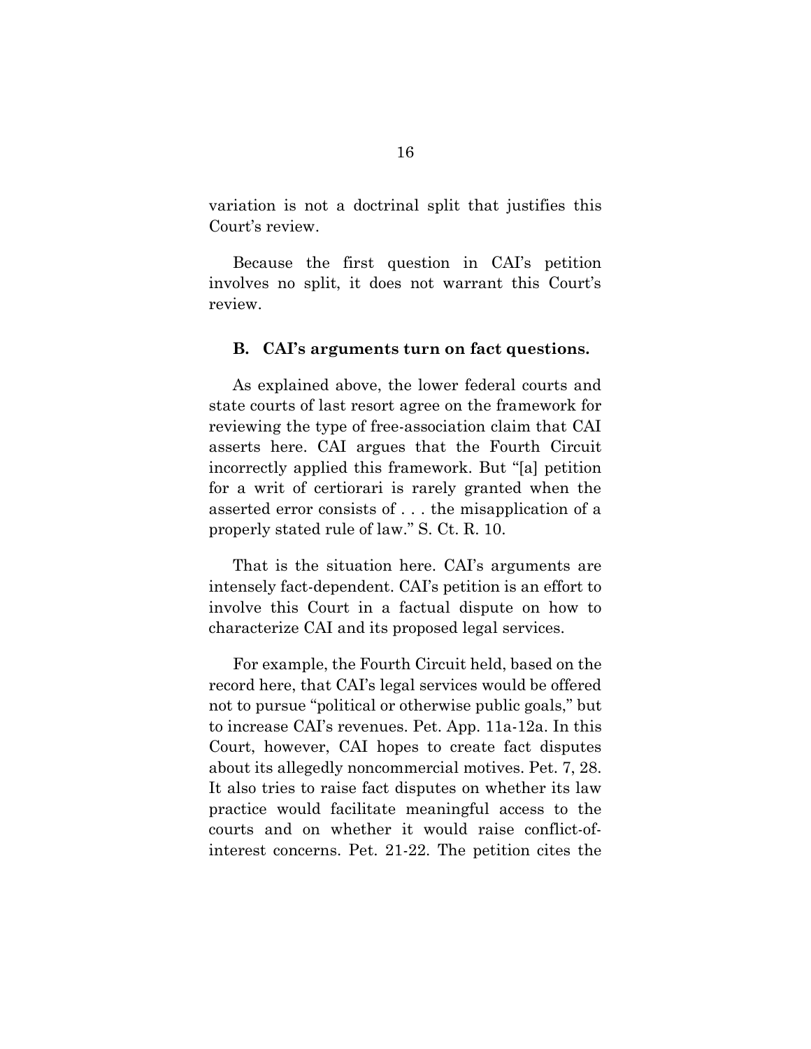variation is not a doctrinal split that justifies this Court's review.

Because the first question in CAI's petition involves no split, it does not warrant this Court's review.

### B. CAI's arguments turn on fact questions.

As explained above, the lower federal courts and state courts of last resort agree on the framework for reviewing the type of free-association claim that CAI asserts here. CAI argues that the Fourth Circuit incorrectly applied this framework. But "[a] petition for a writ of certiorari is rarely granted when the asserted error consists of . . . the misapplication of a properly stated rule of law." S. Ct. R. 10.

That is the situation here. CAI's arguments are intensely fact-dependent. CAI's petition is an effort to involve this Court in a factual dispute on how to characterize CAI and its proposed legal services.

For example, the Fourth Circuit held, based on the record here, that CAI's legal services would be offered not to pursue "political or otherwise public goals," but to increase CAI's revenues. Pet. App. 11a-12a. In this Court, however, CAI hopes to create fact disputes about its allegedly noncommercial motives. Pet. 7, 28. It also tries to raise fact disputes on whether its law practice would facilitate meaningful access to the courts and on whether it would raise conflict-of-interest concerns. Pet. 21-22. The petition cites the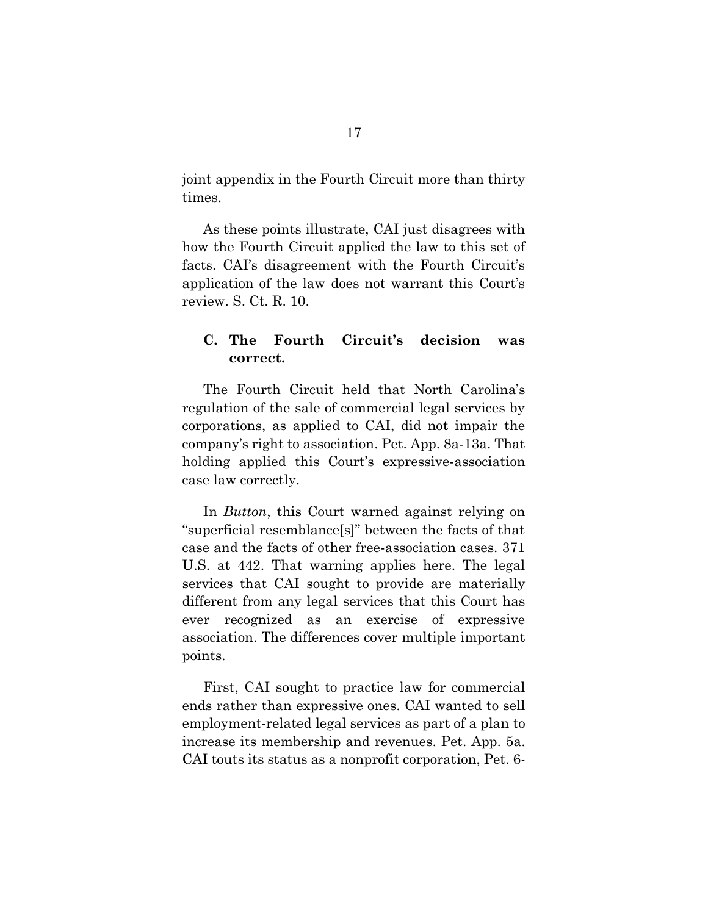joint appendix in the Fourth Circuit more than thirty times.

As these points illustrate, CAI just disagrees with how the Fourth Circuit applied the law to this set of facts. CAI's disagreement with the Fourth Circuit's application of the law does not warrant this Court's review. S. Ct. R. 10.

### C. The Fourth Circuit's decision was correct.

The Fourth Circuit held that North Carolina's regulation of the sale of commercial legal services by corporations, as applied to CAI, did not impair the company's right to association. Pet. App. 8a-13a. That holding applied this Court's expressive-association case law correctly.

In *Button*, this Court warned against relying on "superficial resemblance[s]" between the facts of that case and the facts of other free-association cases. 371 U.S. at 442. That warning applies here. The legal services that CAI sought to provide are materially different from any legal services that this Court has ever recognized as an exercise of expressive association. The differences cover multiple important points.

First, CAI sought to practice law for commercial ends rather than expressive ones. CAI wanted to sell employment-related legal services as part of a plan to increase its membership and revenues. Pet. App. 5a. CAI touts its status as a nonprofit corporation, Pet. 6-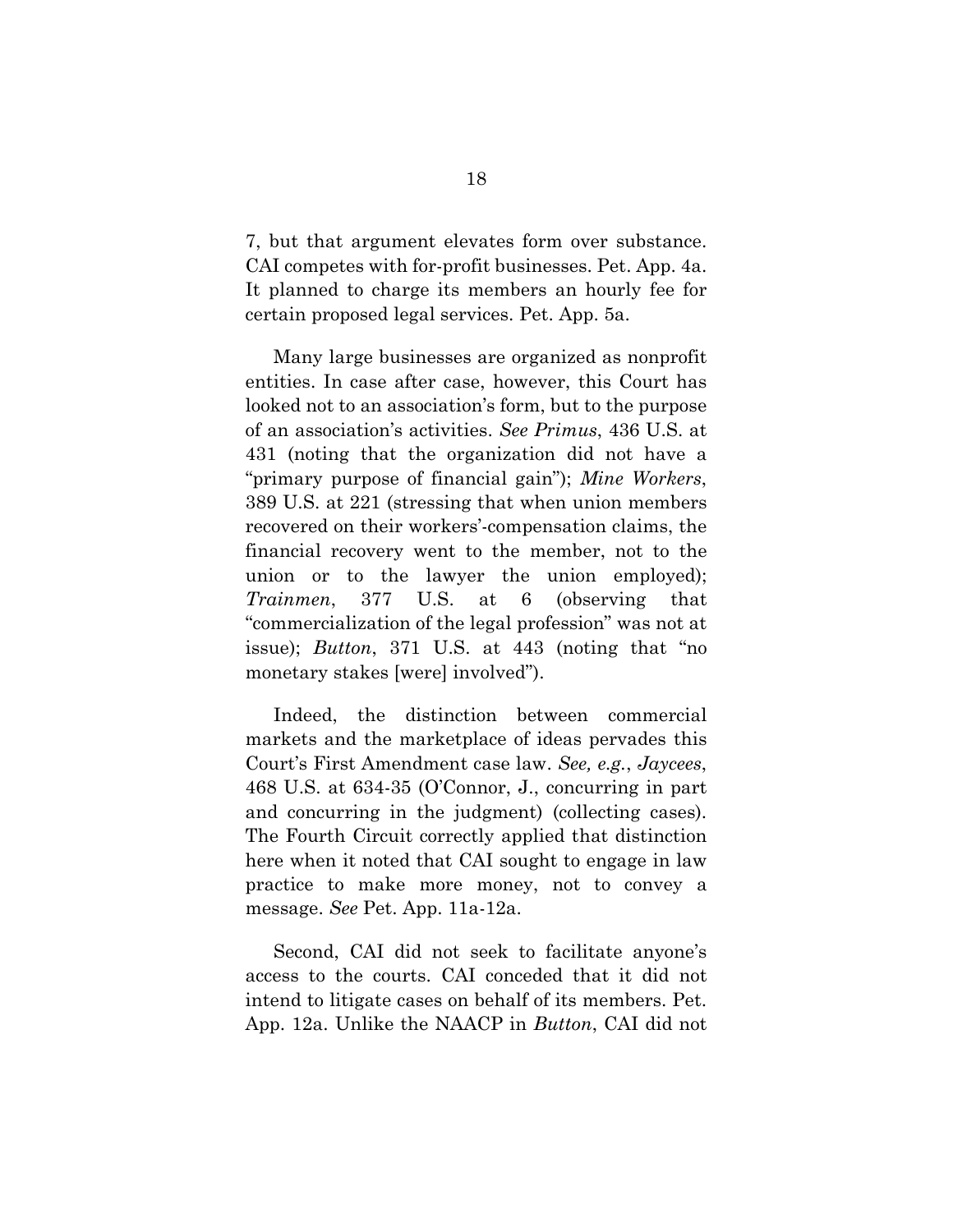7, but that argument elevates form over substance. CAI competes with for-profit businesses. Pet. App. 4a. It planned to charge its members an hourly fee for certain proposed legal services. Pet. App. 5a.

Many large businesses are organized as nonprofit entities. In case after case, however, this Court has looked not to an association's form, but to the purpose of an association's activities. *See Primus*, 436 U.S. at 431 (noting that the organization did not have a "primary purpose of financial gain"); *Mine Workers*, 389 U.S. at 221 (stressing that when union members recovered on their workers'-compensation claims, the financial recovery went to the member, not to the union or to the lawyer the union employed); *Trainmen*, 377 U.S. at 6 (observing that "commercialization of the legal profession" was not at issue); *Button*, 371 U.S. at 443 (noting that "no monetary stakes [were] involved").

Indeed, the distinction between commercial markets and the marketplace of ideas pervades this Court's First Amendment case law. *See, e.g.*, *Jaycees*, 468 U.S. at 634-35 (O'Connor, J., concurring in part and concurring in the judgment) (collecting cases). The Fourth Circuit correctly applied that distinction here when it noted that CAI sought to engage in law practice to make more money, not to convey a message. *See* Pet. App. 11a-12a.

Second, CAI did not seek to facilitate anyone's access to the courts. CAI conceded that it did not intend to litigate cases on behalf of its members. Pet. App. 12a. Unlike the NAACP in *Button*, CAI did not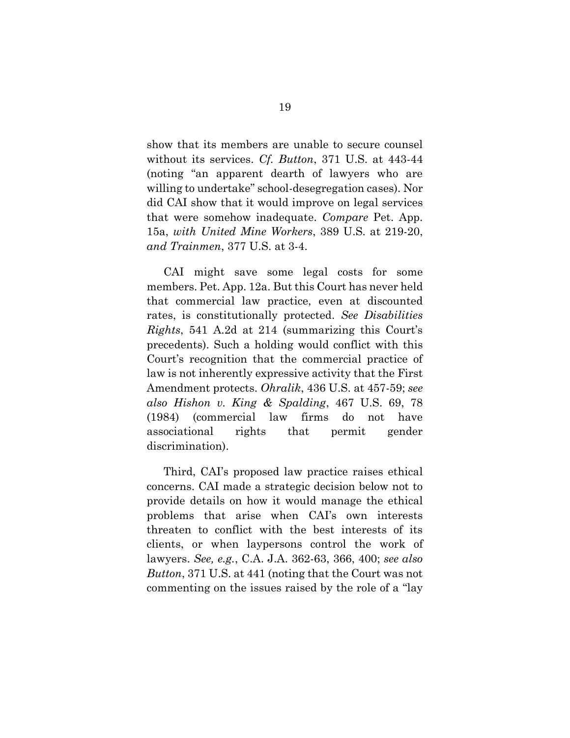show that its members are unable to secure counsel without its services. *Cf. Button*, 371 U.S. at 443-44 (noting "an apparent dearth of lawyers who are willing to undertake" school-desegregation cases). Nor did CAI show that it would improve on legal services that were somehow inadequate. *Compare* Pet. App. 15a, *with United Mine Workers*, 389 U.S. at 219-20, *and Trainmen*, 377 U.S. at 3-4.

CAI might save some legal costs for some members. Pet. App. 12a. But this Court has never held that commercial law practice, even at discounted rates, is constitutionally protected. *See Disabilities Rights*, 541 A.2d at 214 (summarizing this Court's precedents). Such a holding would conflict with this Court's recognition that the commercial practice of law is not inherently expressive activity that the First Amendment protects. *Ohralik*, 436 U.S. at 457-59; *see also Hishon v. King & Spalding*, 467 U.S. 69, 78 (1984) (commercial law firms do not have associational rights that permit gender discrimination).

Third, CAI's proposed law practice raises ethical concerns. CAI made a strategic decision below not to provide details on how it would manage the ethical problems that arise when CAI's own interests threaten to conflict with the best interests of its clients, or when laypersons control the work of lawyers. *See, e.g.*, C.A. J.A. 362-63, 366, 400; *see also Button*, 371 U.S. at 441 (noting that the Court was not commenting on the issues raised by the role of a "lay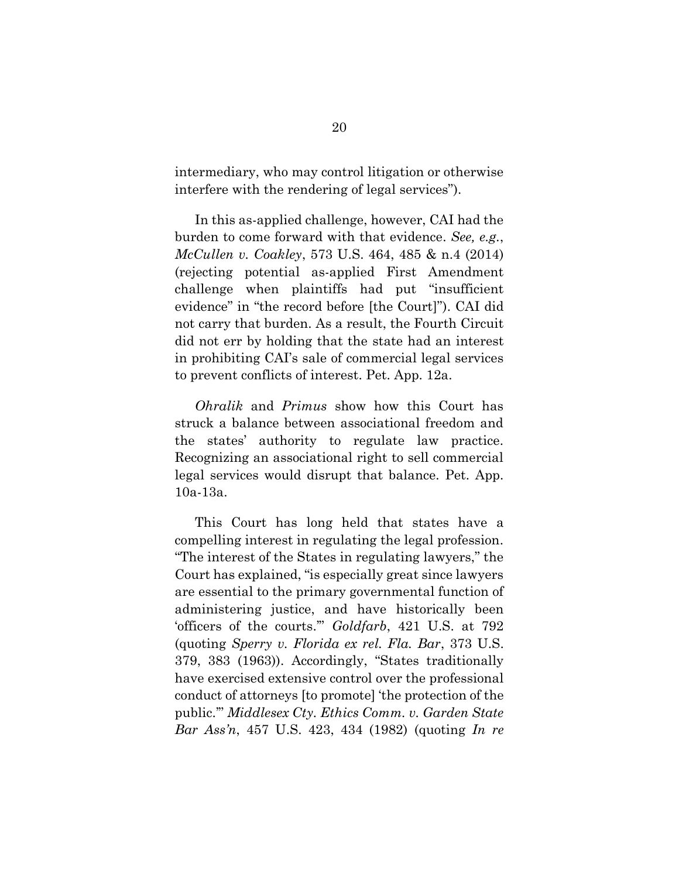intermediary, who may control litigation or otherwise interfere with the rendering of legal services").

In this as-applied challenge, however, CAI had the burden to come forward with that evidence. *See, e.g.*, *McCullen v. Coakley*, 573 U.S. 464, 485 & n.4 (2014) (rejecting potential as-applied First Amendment challenge when plaintiffs had put "insufficient evidence" in "the record before [the Court]"). CAI did not carry that burden. As a result, the Fourth Circuit did not err by holding that the state had an interest in prohibiting CAI's sale of commercial legal services to prevent conflicts of interest. Pet. App. 12a.

*Ohralik* and *Primus* show how this Court has struck a balance between associational freedom and the states' authority to regulate law practice. Recognizing an associational right to sell commercial legal services would disrupt that balance. Pet. App. 10a-13a.

This Court has long held that states have a compelling interest in regulating the legal profession. "The interest of the States in regulating lawyers," the Court has explained, "is especially great since lawyers are essential to the primary governmental function of administering justice, and have historically been 'officers of the courts.'" *Goldfarb*, 421 U.S. at 792 (quoting *Sperry v. Florida ex rel. Fla. Bar*, 373 U.S. 379, 383 (1963)). Accordingly, "States traditionally have exercised extensive control over the professional conduct of attorneys [to promote] 'the protection of the public.'" *Middlesex Cty. Ethics Comm. v. Garden State Bar Ass'n*, 457 U.S. 423, 434 (1982) (quoting *In re*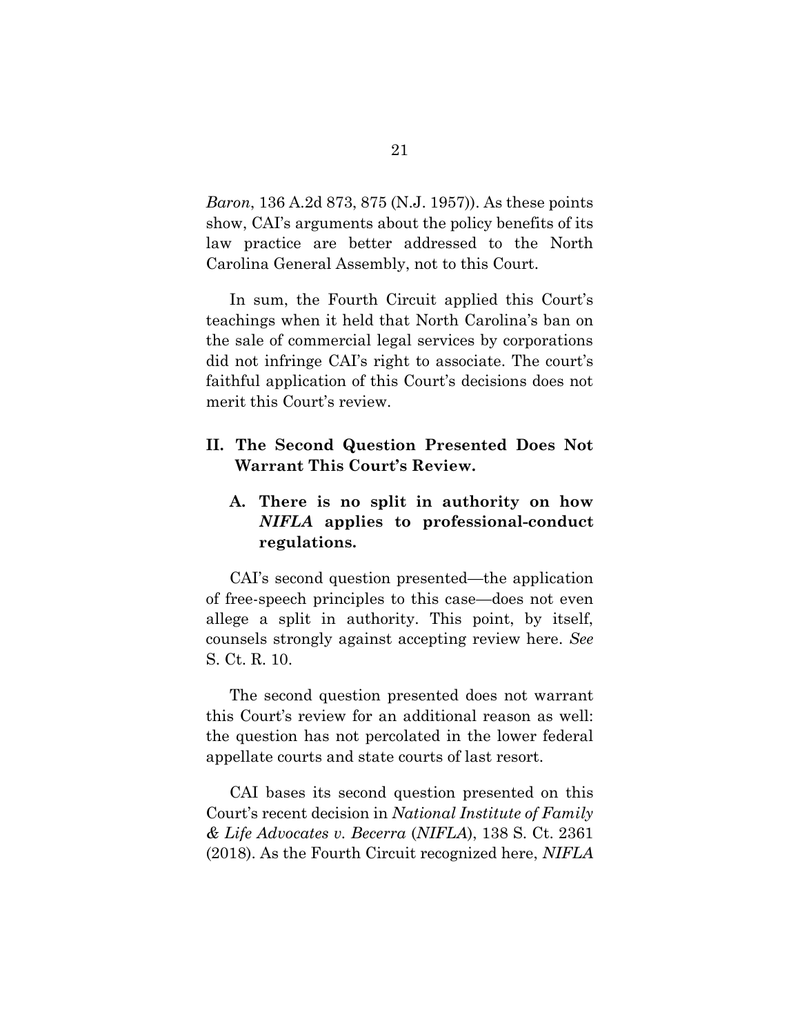*Baron*, 136 A.2d 873, 875 (N.J. 1957)). As these points show, CAI's arguments about the policy benefits of its law practice are better addressed to the North Carolina General Assembly, not to this Court.

In sum, the Fourth Circuit applied this Court's teachings when it held that North Carolina's ban on the sale of commercial legal services by corporations did not infringe CAI's right to associate. The court's faithful application of this Court's decisions does not merit this Court's review.

## II. The Second Question Presented Does Not Warrant This Court's Review.

### A. There is no split in authority on how *NIFLA* applies to professional-conduct regulations.

CAI's second question presented—the application of free-speech principles to this case—does not even allege a split in authority. This point, by itself, counsels strongly against accepting review here. *See* S. Ct. R. 10.

The second question presented does not warrant this Court's review for an additional reason as well: the question has not percolated in the lower federal appellate courts and state courts of last resort.

CAI bases its second question presented on this Court's recent decision in *National Institute of Family & Life Advocates v. Becerra* (*NIFLA*), 138 S. Ct. 2361 (2018). As the Fourth Circuit recognized here, *NIFLA*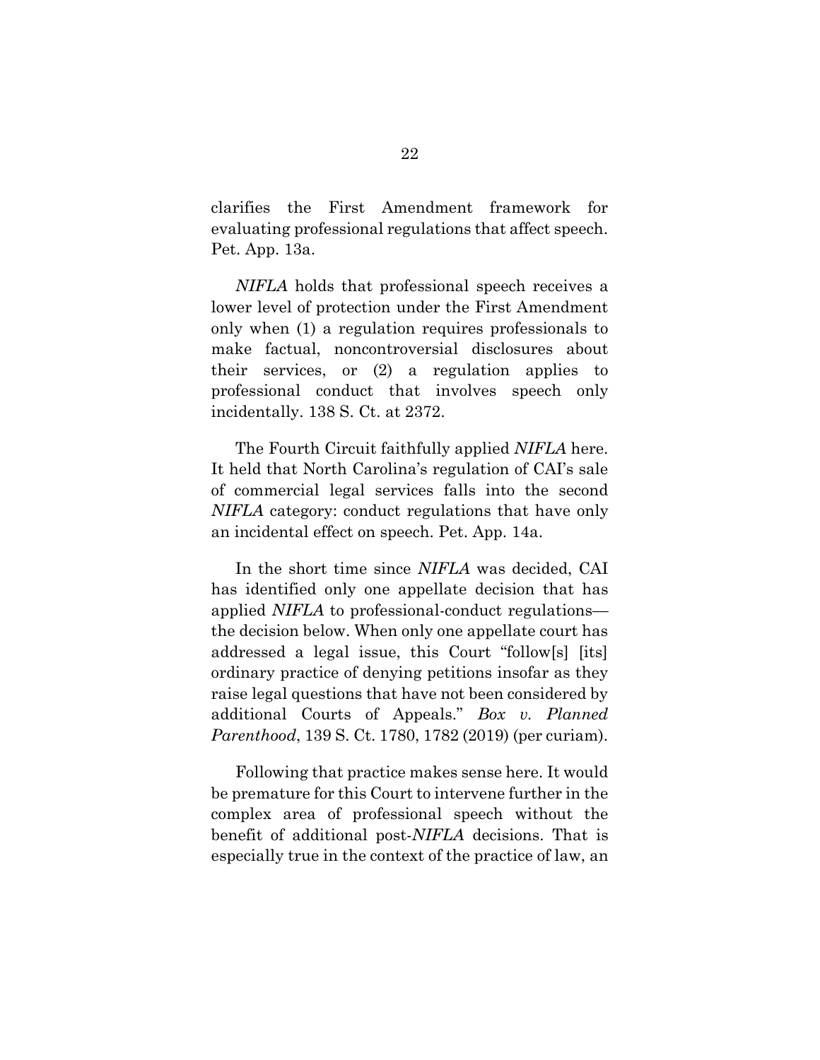clarifies the First Amendment framework for evaluating professional regulations that affect speech. Pet. App. 13a.

*NIFLA* holds that professional speech receives a lower level of protection under the First Amendment only when (1) a regulation requires professionals to make factual, noncontroversial disclosures about their services, or (2) a regulation applies to professional conduct that involves speech only incidentally. 138 S. Ct. at 2372.

The Fourth Circuit faithfully applied *NIFLA* here. It held that North Carolina's regulation of CAI's sale of commercial legal services falls into the second *NIFLA* category: conduct regulations that have only an incidental effect on speech. Pet. App. 14a.

In the short time since *NIFLA* was decided, CAI has identified only one appellate decision that has applied *NIFLA* to professional-conduct regulations—the decision below. When only one appellate court has addressed a legal issue, this Court "follow[s] [its] ordinary practice of denying petitions insofar as they raise legal questions that have not been considered by additional Courts of Appeals." *Box v. Planned Parenthood*, 139 S. Ct. 1780, 1782 (2019) (per curiam).

Following that practice makes sense here. It would be premature for this Court to intervene further in the complex area of professional speech without the benefit of additional post-*NIFLA* decisions. That is especially true in the context of the practice of law, an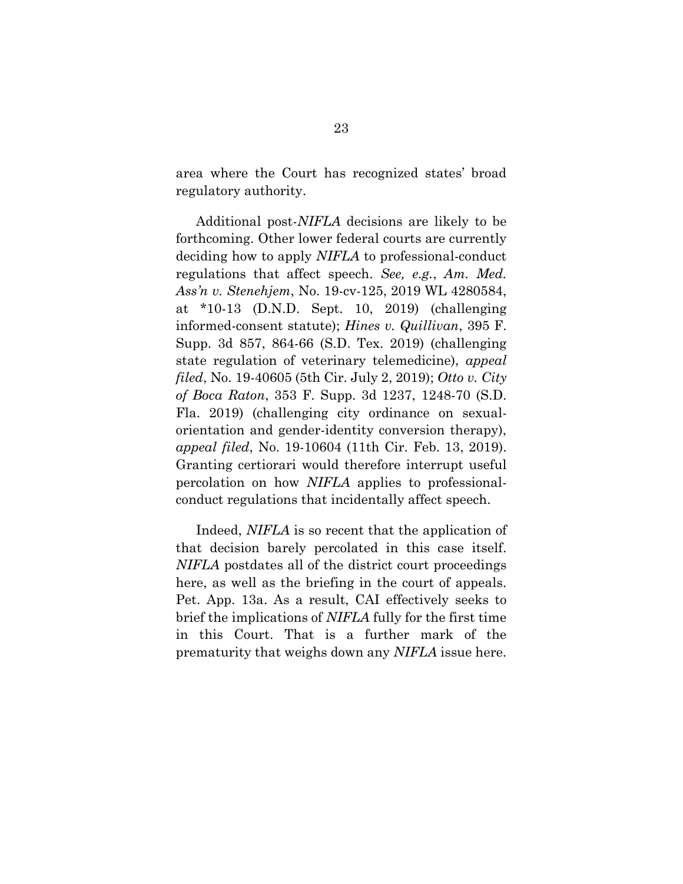area where the Court has recognized states' broad regulatory authority.

Additional post-*NIFLA* decisions are likely to be forthcoming. Other lower federal courts are currently deciding how to apply *NIFLA* to professional-conduct regulations that affect speech. *See, e.g.*, *Am. Med. Ass'n v. Stenehjem*, No. 19-cv-125, 2019 WL 4280584, at *10-13 (D.N.D. Sept. 10, 2019) (challenging informed-consent statute); *Hines v. Quillivan*, 395 F. Supp. 3d 857, 864-66 (S.D. Tex. 2019) (challenging state regulation of veterinary telemedicine), *appeal filed*, No. 19-40605 (5th Cir. July 2, 2019); *Otto v. City of Boca Raton*, 353 F. Supp. 3d 1237, 1248-70 (S.D. Fla. 2019) (challenging city ordinance on sexual-orientation and gender-identity conversion therapy), *appeal filed*, No. 19-10604 (11th Cir. Feb. 13, 2019). Granting certiorari would therefore interrupt useful percolation on how *NIFLA* applies to professional-conduct regulations that incidentally affect speech.

Indeed, *NIFLA* is so recent that the application of that decision barely percolated in this case itself. *NIFLA* postdates all of the district court proceedings here, as well as the briefing in the court of appeals. Pet. App. 13a. As a result, CAI effectively seeks to brief the implications of *NIFLA* fully for the first time in this Court. That is a further mark of the prematurity that weighs down any *NIFLA* issue here.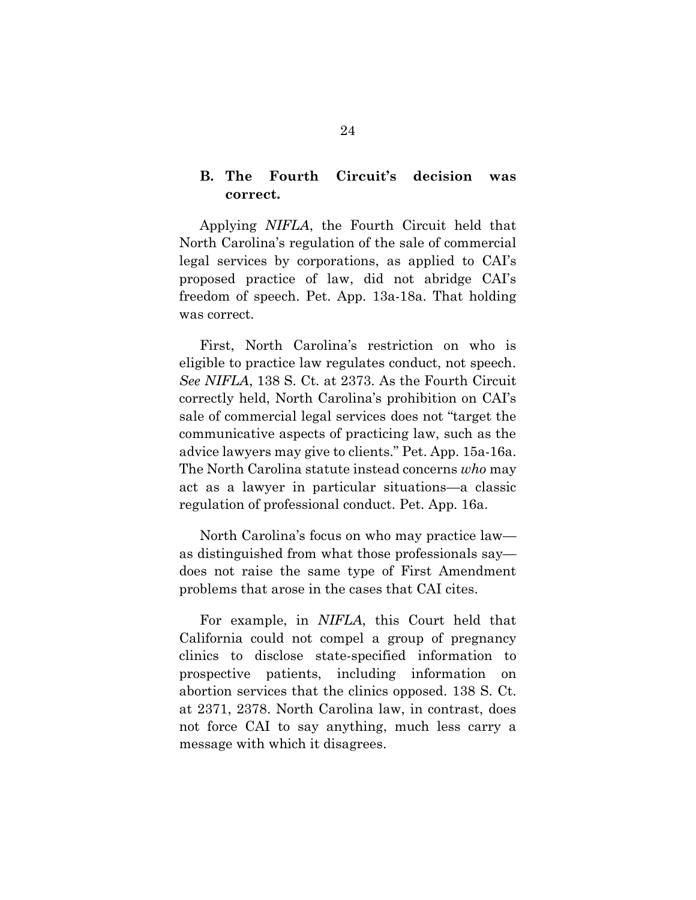### B. The Fourth Circuit's decision was correct.

Applying *NIFLA*, the Fourth Circuit held that North Carolina's regulation of the sale of commercial legal services by corporations, as applied to CAI's proposed practice of law, did not abridge CAI's freedom of speech. Pet. App. 13a-18a. That holding was correct.

First, North Carolina's restriction on who is eligible to practice law regulates conduct, not speech. *See NIFLA*, 138 S. Ct. at 2373. As the Fourth Circuit correctly held, North Carolina's prohibition on CAI's sale of commercial legal services does not "target the communicative aspects of practicing law, such as the advice lawyers may give to clients." Pet. App. 15a-16a. The North Carolina statute instead concerns *who* may act as a lawyer in particular situations—a classic regulation of professional conduct. Pet. App. 16a.

North Carolina's focus on who may practice law—as distinguished from what those professionals say—does not raise the same type of First Amendment problems that arose in the cases that CAI cites.

For example, in *NIFLA*, this Court held that California could not compel a group of pregnancy clinics to disclose state-specified information to prospective patients, including information on abortion services that the clinics opposed. 138 S. Ct. at 2371, 2378. North Carolina law, in contrast, does not force CAI to say anything, much less carry a message with which it disagrees.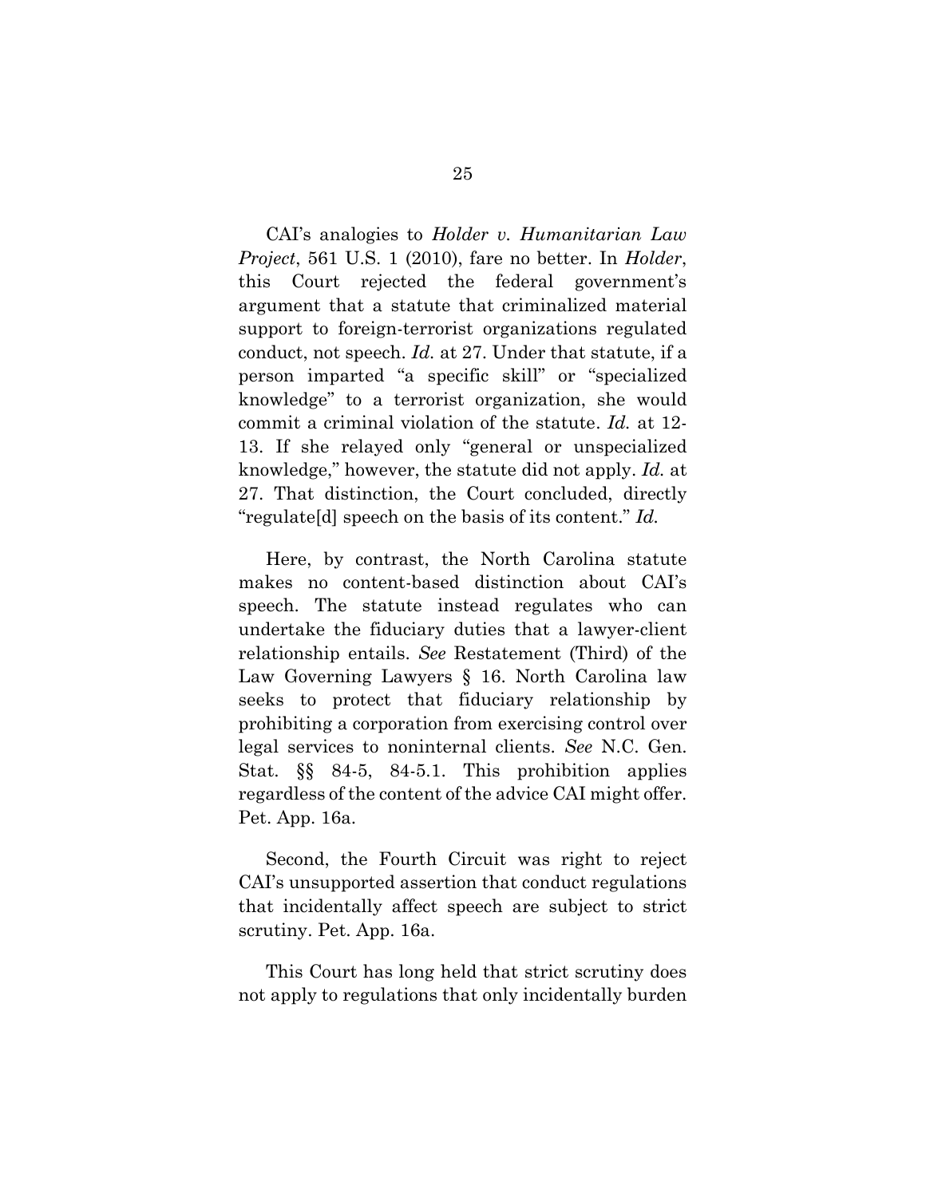CAI's analogies to *Holder v. Humanitarian Law Project*, 561 U.S. 1 (2010), fare no better. In *Holder*, this Court rejected the federal government's argument that a statute that criminalized material support to foreign-terrorist organizations regulated conduct, not speech. *Id.* at 27. Under that statute, if a person imparted "a specific skill" or "specialized knowledge" to a terrorist organization, she would commit a criminal violation of the statute. *Id.* at 12-13. If she relayed only "general or unspecialized knowledge," however, the statute did not apply. *Id.* at 27. That distinction, the Court concluded, directly "regulate[d] speech on the basis of its content." *Id.*

Here, by contrast, the North Carolina statute makes no content-based distinction about CAI's speech. The statute instead regulates who can undertake the fiduciary duties that a lawyer-client relationship entails. *See* Restatement (Third) of the Law Governing Lawyers § 16. North Carolina law seeks to protect that fiduciary relationship by prohibiting a corporation from exercising control over legal services to noninternal clients. *See* N.C. Gen. Stat. §§ 84-5, 84-5.1. This prohibition applies regardless of the content of the advice CAI might offer. Pet. App. 16a.

Second, the Fourth Circuit was right to reject CAI's unsupported assertion that conduct regulations that incidentally affect speech are subject to strict scrutiny. Pet. App. 16a.

This Court has long held that strict scrutiny does not apply to regulations that only incidentally burden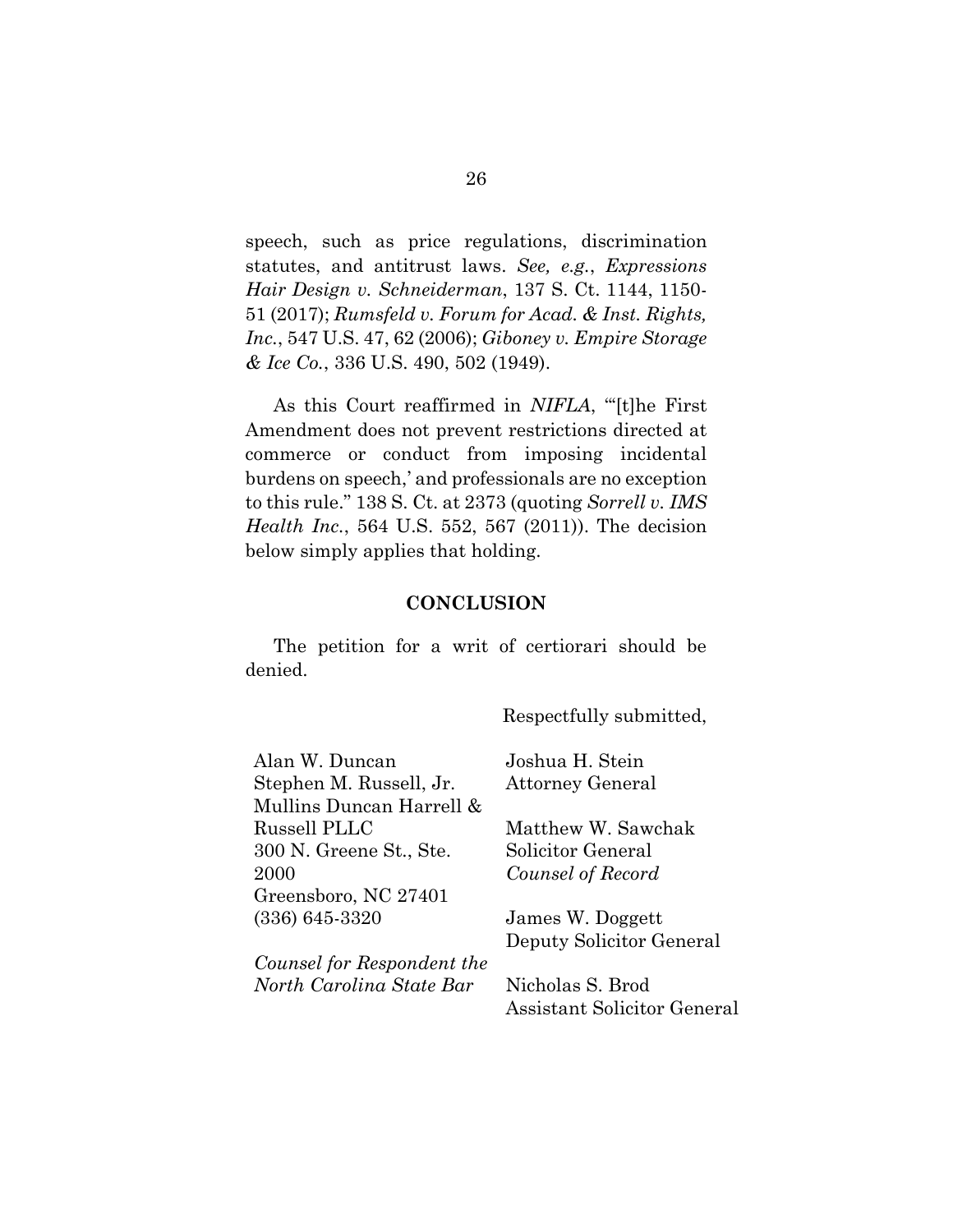speech, such as price regulations, discrimination statutes, and antitrust laws. *See, e.g.*, *Expressions Hair Design v. Schneiderman*, 137 S. Ct. 1144, 1150-51 (2017); *Rumsfeld v. Forum for Acad. & Inst. Rights, Inc.*, 547 U.S. 47, 62 (2006); *Giboney v. Empire Storage & Ice Co.*, 336 U.S. 490, 502 (1949).

As this Court reaffirmed in *NIFLA*, "'[t]he First Amendment does not prevent restrictions directed at commerce or conduct from imposing incidental burdens on speech,' and professionals are no exception to this rule." 138 S. Ct. at 2373 (quoting *Sorrell v. IMS Health Inc.*, 564 U.S. 552, 567 (2011)). The decision below simply applies that holding.

## CONCLUSION

The petition for a writ of certiorari should be denied.

Respectfully submitted,

Joshua H. Stein
Attorney General

Matthew W. Sawchak
Solicitor General
*Counsel of Record*

James W. Doggett
Deputy Solicitor General

Nicholas S. Brod
Assistant Solicitor General

Alan W. Duncan
Stephen M. Russell, Jr.
Mullins Duncan Harrell & Russell PLLC
300 N. Greene St., Ste. 2000
Greensboro, NC 27401
(336) 645-3320

*Counsel for Respondent the North Carolina State Bar*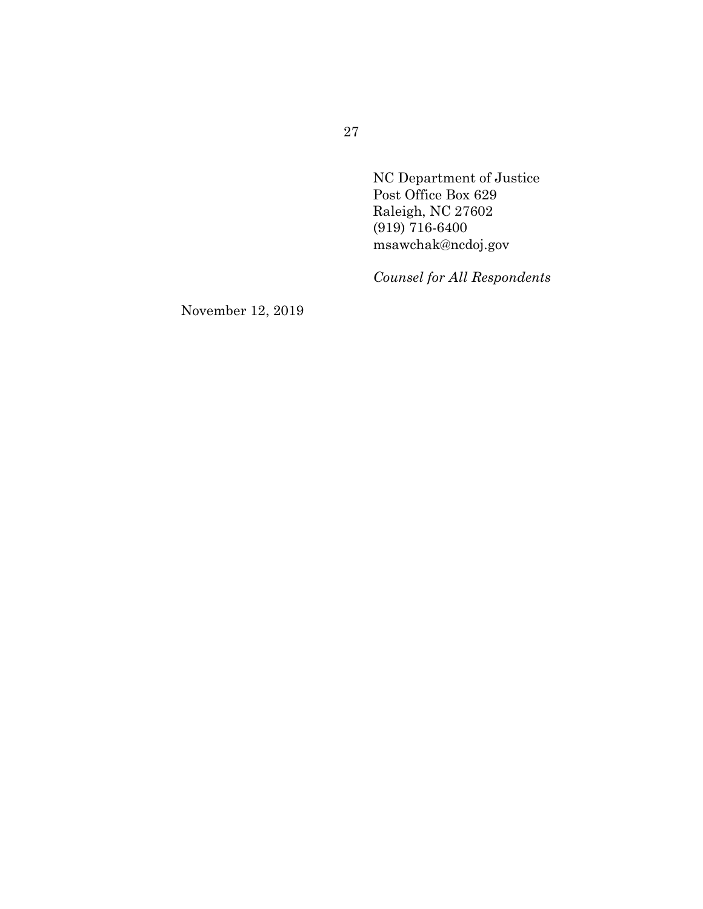NC Department of Justice
Post Office Box 629
Raleigh, NC 27602
(919) 716-6400
msawchak@ncdoj.gov

*Counsel for All Respondents*

November 12, 2019